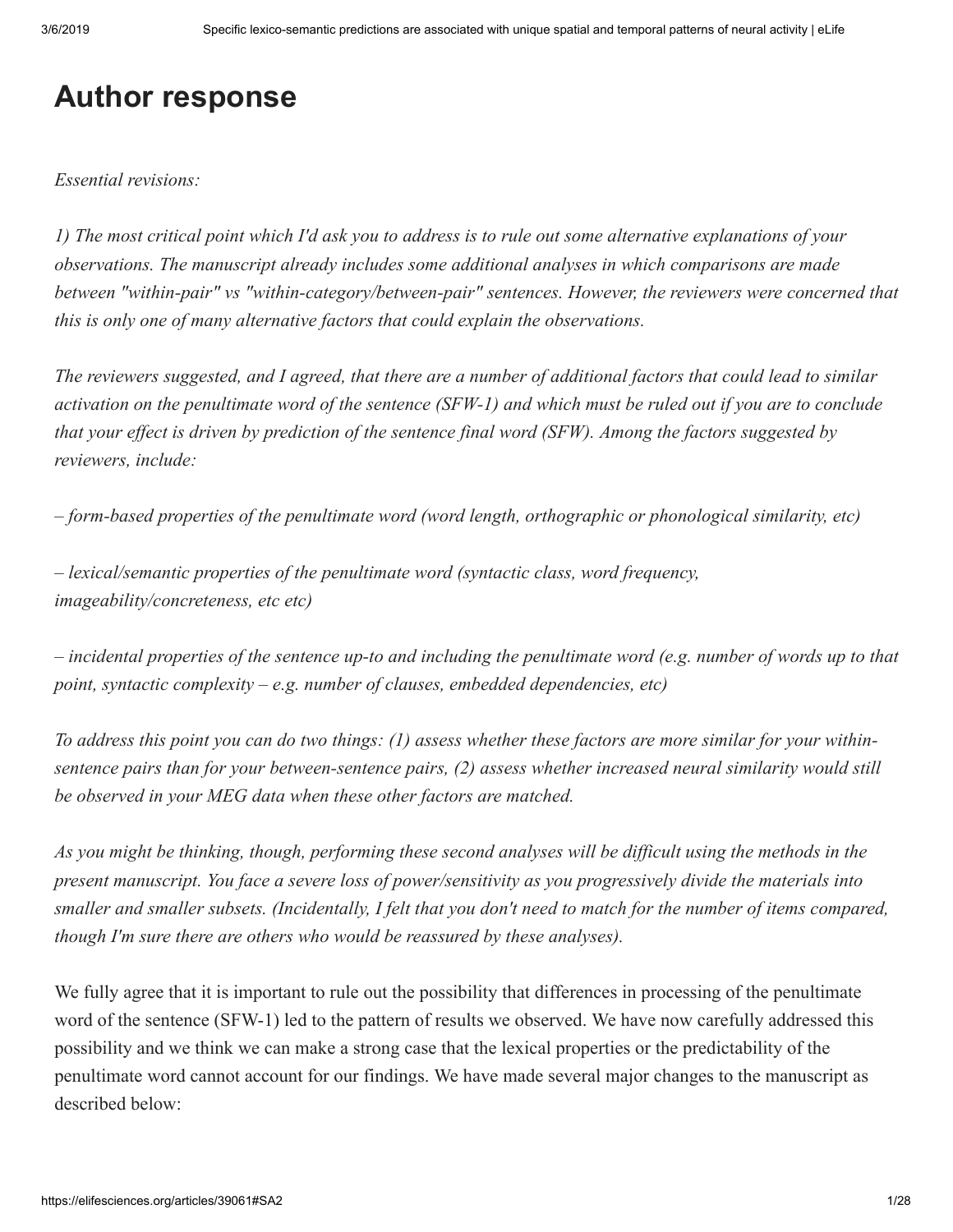# Author response

*Essential revisions:*

*1) The most critical point which I'd ask you to address is to rule out some alternative explanations of your observations. The manuscript already includes some additional analyses in which comparisons are made between "within-pair" vs "within-category/between-pair" sentences. However, the reviewers were concerned that this is only one of many alternative factors that could explain the observations.*

*The reviewers suggested, and I agreed, that there are a number of additional factors that could lead to similar activation on the penultimate word of the sentence (SFW-1) and which must be ruled out if you are to conclude that your effect is driven by prediction of the sentence final word (SFW). Among the factors suggested by reviewers, include:*

*– form-based properties of the penultimate word (word length, orthographic or phonological similarity, etc)*

*– lexical/semantic properties of the penultimate word (syntactic class, word frequency, imageability/concreteness, etc etc)*

*– incidental properties of the sentence up-to and including the penultimate word (e.g. number of words up to that point, syntactic complexity – e.g. number of clauses, embedded dependencies, etc)*

*To address this point you can do two things: (1) assess whether these factors are more similar for your within-sentence pairs than for your between-sentence pairs, (2) assess whether increased neural similarity would still be observed in your MEG data when these other factors are matched.*

*As you might be thinking, though, performing these second analyses will be difficult using the methods in the present manuscript. You face a severe loss of power/sensitivity as you progressively divide the materials into smaller and smaller subsets. (Incidentally, I felt that you don't need to match for the number of items compared, though I'm sure there are others who would be reassured by these analyses).*

We fully agree that it is important to rule out the possibility that differences in processing of the penultimate word of the sentence (SFW-1) led to the pattern of results we observed. We have now carefully addressed this possibility and we think we can make a strong case that the lexical properties or the predictability of the penultimate word cannot account for our findings. We have made several major changes to the manuscript as described below: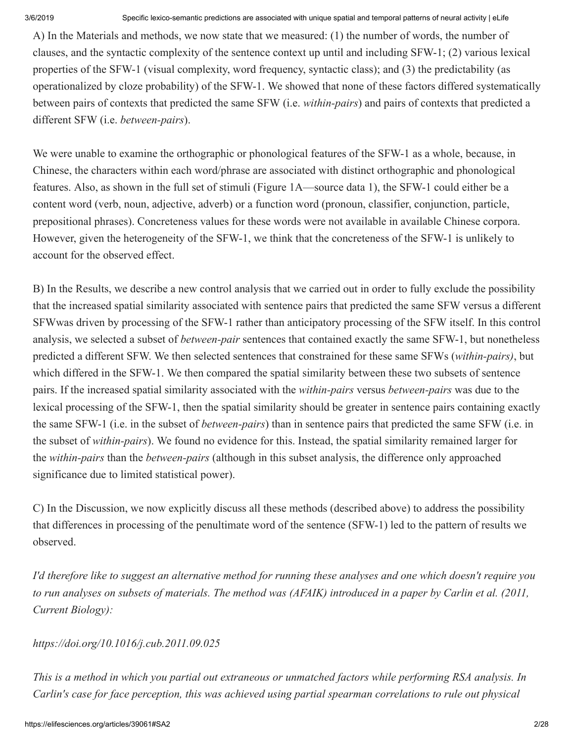A) In the Materials and methods, we now state that we measured: (1) the number of words, the number of clauses, and the syntactic complexity of the sentence context up until and including SFW-1; (2) various lexical properties of the SFW-1 (visual complexity, word frequency, syntactic class); and (3) the predictability (as operationalized by cloze probability) of the SFW-1. We showed that none of these factors differed systematically between pairs of contexts that predicted the same SFW (i.e. *within-pairs*) and pairs of contexts that predicted a different SFW (i.e. *between-pairs*).

We were unable to examine the orthographic or phonological features of the SFW-1 as a whole, because, in Chinese, the characters within each word/phrase are associated with distinct orthographic and phonological features. Also, as shown in the full set of stimuli (Figure 1A—source data 1), the SFW-1 could either be a content word (verb, noun, adjective, adverb) or a function word (pronoun, classifier, conjunction, particle, prepositional phrases). Concreteness values for these words were not available in available Chinese corpora. However, given the heterogeneity of the SFW-1, we think that the concreteness of the SFW-1 is unlikely to account for the observed effect.

B) In the Results, we describe a new control analysis that we carried out in order to fully exclude the possibility that the increased spatial similarity associated with sentence pairs that predicted the same SFW versus a different SFWwas driven by processing of the SFW-1 rather than anticipatory processing of the SFW itself. In this control analysis, we selected a subset of *between-pair* sentences that contained exactly the same SFW-1, but nonetheless predicted a different SFW. We then selected sentences that constrained for these same SFWs (*within-pairs)*, but which differed in the SFW-1. We then compared the spatial similarity between these two subsets of sentence pairs. If the increased spatial similarity associated with the *within-pairs* versus *between-pairs* was due to the lexical processing of the SFW-1, then the spatial similarity should be greater in sentence pairs containing exactly the same SFW-1 (i.e. in the subset of *between-pairs*) than in sentence pairs that predicted the same SFW (i.e. in the subset of *within-pairs*). We found no evidence for this. Instead, the spatial similarity remained larger for the *within-pairs* than the *between-pairs* (although in this subset analysis, the difference only approached significance due to limited statistical power).

C) In the Discussion, we now explicitly discuss all these methods (described above) to address the possibility that differences in processing of the penultimate word of the sentence (SFW-1) led to the pattern of results we observed.

*I'd therefore like to suggest an alternative method for running these analyses and one which doesn't require you to run analyses on subsets of materials. The method was (AFAIK) introduced in a paper by Carlin et al. (2011, Current Biology):*

*https://doi.org/10.1016/j.cub.2011.09.025*

*This is a method in which you partial out extraneous or unmatched factors while performing RSA analysis. In Carlin's case for face perception, this was achieved using partial spearman correlations to rule out physical*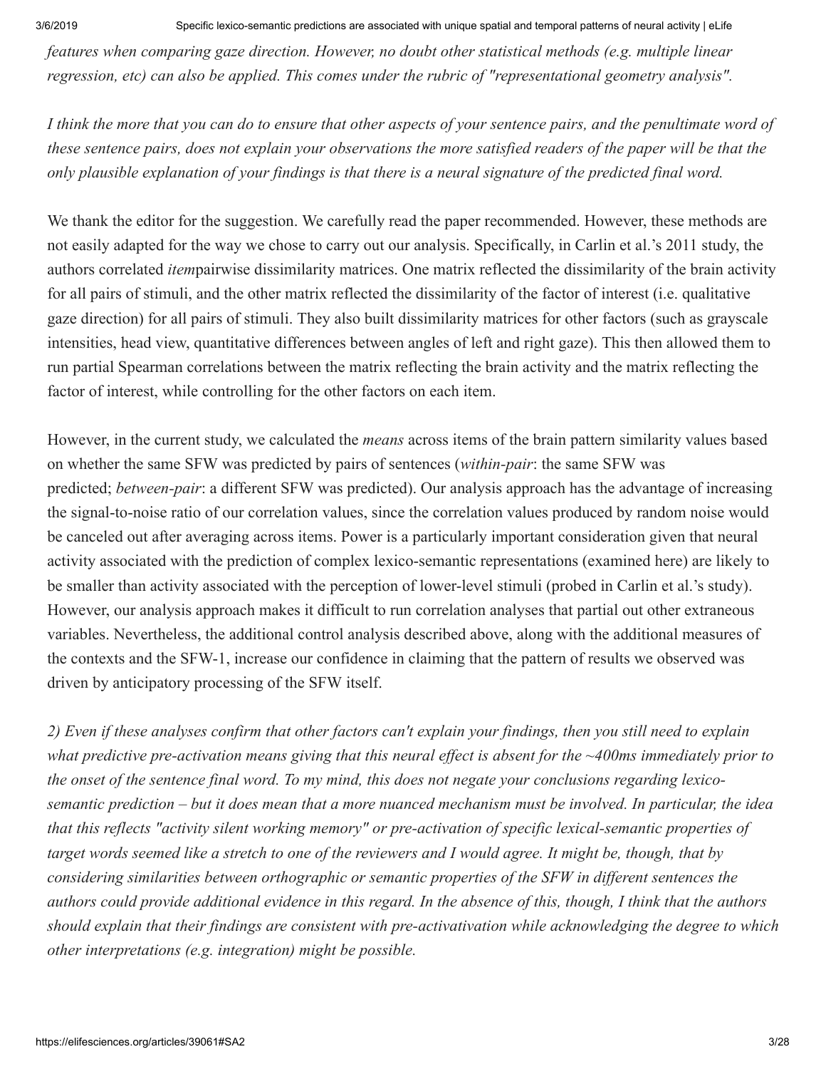*features when comparing gaze direction. However, no doubt other statistical methods (e.g. multiple linear regression, etc) can also be applied. This comes under the rubric of "representational geometry analysis".*

*I think the more that you can do to ensure that other aspects of your sentence pairs, and the penultimate word of these sentence pairs, does not explain your observations the more satisfied readers of the paper will be that the only plausible explanation of your findings is that there is a neural signature of the predicted final word.*

We thank the editor for the suggestion. We carefully read the paper recommended. However, these methods are not easily adapted for the way we chose to carry out our analysis. Specifically, in Carlin et al.'s 2011 study, the authors correlated *item*pairwise dissimilarity matrices. One matrix reflected the dissimilarity of the brain activity for all pairs of stimuli, and the other matrix reflected the dissimilarity of the factor of interest (i.e. qualitative gaze direction) for all pairs of stimuli. They also built dissimilarity matrices for other factors (such as grayscale intensities, head view, quantitative differences between angles of left and right gaze). This then allowed them to run partial Spearman correlations between the matrix reflecting the brain activity and the matrix reflecting the factor of interest, while controlling for the other factors on each item.

However, in the current study, we calculated the *means* across items of the brain pattern similarity values based on whether the same SFW was predicted by pairs of sentences (*within-pair*: the same SFW was predicted; *between-pair*: a different SFW was predicted). Our analysis approach has the advantage of increasing the signal-to-noise ratio of our correlation values, since the correlation values produced by random noise would be canceled out after averaging across items. Power is a particularly important consideration given that neural activity associated with the prediction of complex lexico-semantic representations (examined here) are likely to be smaller than activity associated with the perception of lower-level stimuli (probed in Carlin et al.'s study). However, our analysis approach makes it difficult to run correlation analyses that partial out other extraneous variables. Nevertheless, the additional control analysis described above, along with the additional measures of the contexts and the SFW-1, increase our confidence in claiming that the pattern of results we observed was driven by anticipatory processing of the SFW itself.

*2) Even if these analyses confirm that other factors can't explain your findings, then you still need to explain what predictive pre-activation means giving that this neural effect is absent for the ~400ms immediately prior to the onset of the sentence final word. To my mind, this does not negate your conclusions regarding lexico-semantic prediction – but it does mean that a more nuanced mechanism must be involved. In particular, the idea that this reflects "activity silent working memory" or pre-activation of specific lexical-semantic properties of target words seemed like a stretch to one of the reviewers and I would agree. It might be, though, that by considering similarities between orthographic or semantic properties of the SFW in different sentences the authors could provide additional evidence in this regard. In the absence of this, though, I think that the authors should explain that their findings are consistent with pre-activativation while acknowledging the degree to which other interpretations (e.g. integration) might be possible.*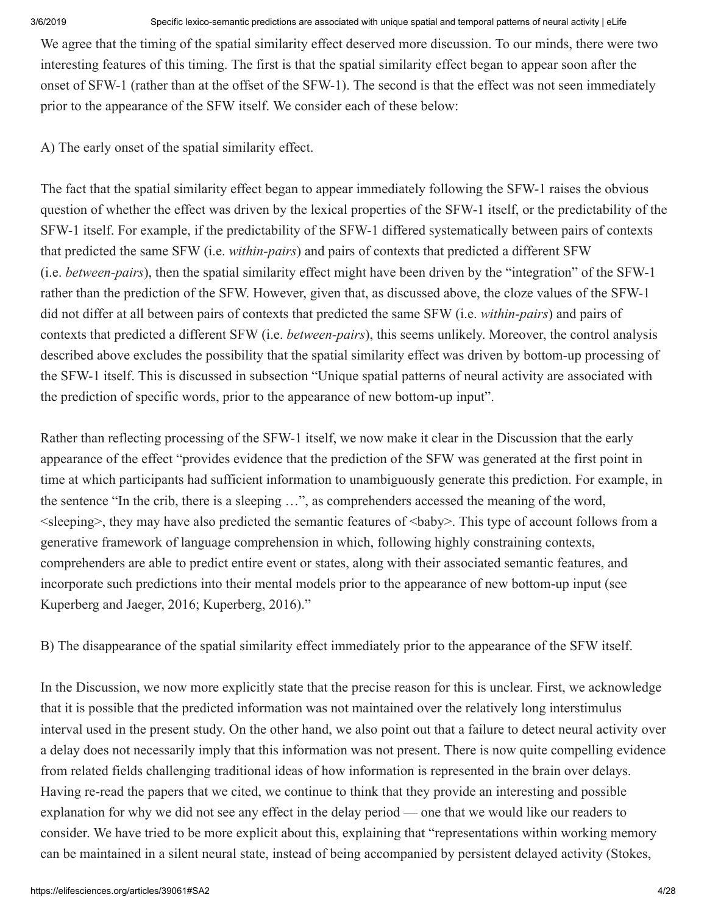We agree that the timing of the spatial similarity effect deserved more discussion. To our minds, there were two interesting features of this timing. The first is that the spatial similarity effect began to appear soon after the onset of SFW-1 (rather than at the offset of the SFW-1). The second is that the effect was not seen immediately prior to the appearance of the SFW itself. We consider each of these below:

A) The early onset of the spatial similarity effect.

The fact that the spatial similarity effect began to appear immediately following the SFW-1 raises the obvious question of whether the effect was driven by the lexical properties of the SFW-1 itself, or the predictability of the SFW-1 itself. For example, if the predictability of the SFW-1 differed systematically between pairs of contexts that predicted the same SFW (i.e. *within-pairs*) and pairs of contexts that predicted a different SFW (i.e. *between-pairs*), then the spatial similarity effect might have been driven by the "integration" of the SFW-1 rather than the prediction of the SFW. However, given that, as discussed above, the cloze values of the SFW-1 did not differ at all between pairs of contexts that predicted the same SFW (i.e. *within-pairs*) and pairs of contexts that predicted a different SFW (i.e. *between-pairs*), this seems unlikely. Moreover, the control analysis described above excludes the possibility that the spatial similarity effect was driven by bottom-up processing of the SFW-1 itself. This is discussed in subsection "Unique spatial patterns of neural activity are associated with the prediction of specific words, prior to the appearance of new bottom-up input".

Rather than reflecting processing of the SFW-1 itself, we now make it clear in the Discussion that the early appearance of the effect "provides evidence that the prediction of the SFW was generated at the first point in time at which participants had sufficient information to unambiguously generate this prediction. For example, in the sentence "In the crib, there is a sleeping …", as comprehenders accessed the meaning of the word, <sleeping>, they may have also predicted the semantic features of <baby>. This type of account follows from a generative framework of language comprehension in which, following highly constraining contexts, comprehenders are able to predict entire event or states, along with their associated semantic features, and incorporate such predictions into their mental models prior to the appearance of new bottom-up input (see Kuperberg and Jaeger, 2016; Kuperberg, 2016)."

B) The disappearance of the spatial similarity effect immediately prior to the appearance of the SFW itself.

In the Discussion, we now more explicitly state that the precise reason for this is unclear. First, we acknowledge that it is possible that the predicted information was not maintained over the relatively long interstimulus interval used in the present study. On the other hand, we also point out that a failure to detect neural activity over a delay does not necessarily imply that this information was not present. There is now quite compelling evidence from related fields challenging traditional ideas of how information is represented in the brain over delays. Having re-read the papers that we cited, we continue to think that they provide an interesting and possible explanation for why we did not see any effect in the delay period — one that we would like our readers to consider. We have tried to be more explicit about this, explaining that "representations within working memory can be maintained in a silent neural state, instead of being accompanied by persistent delayed activity (Stokes,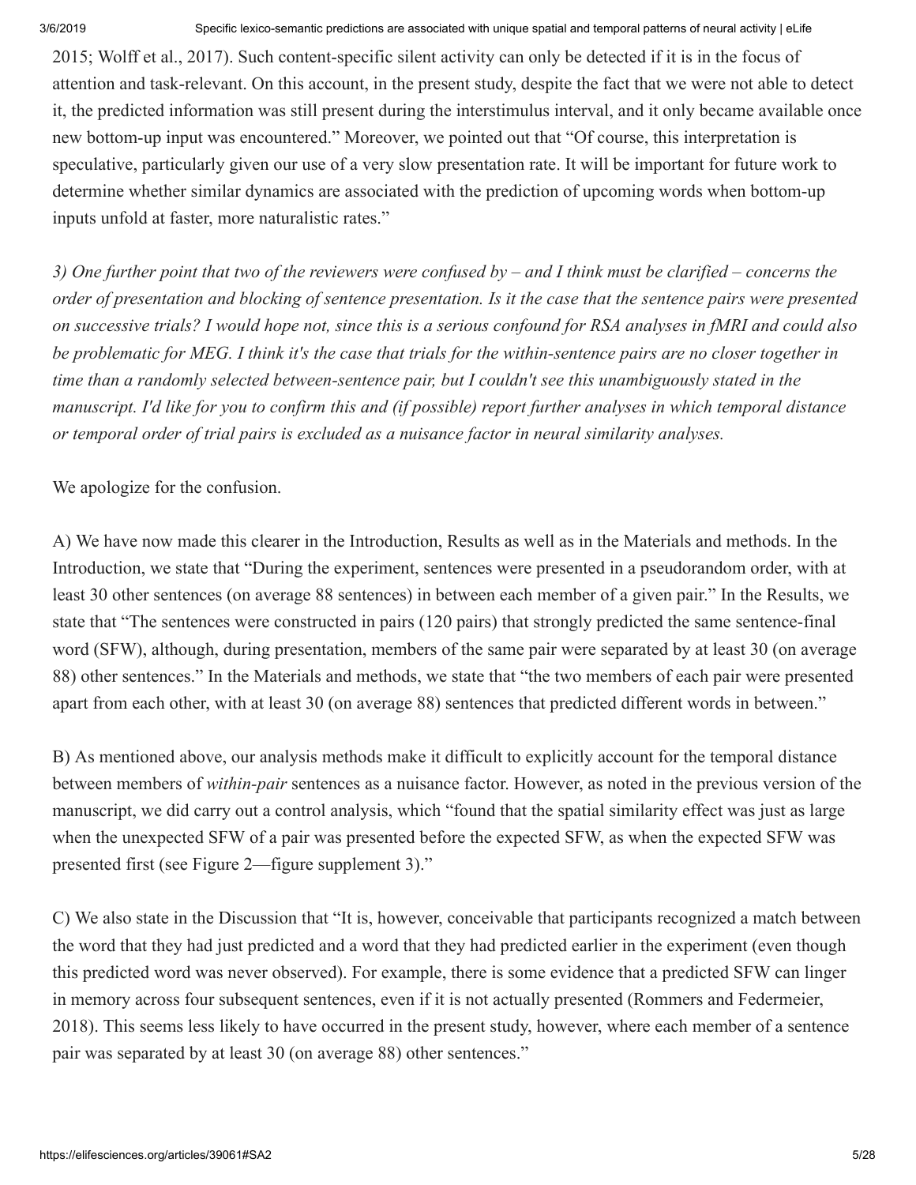2015; Wolff et al., 2017). Such content-specific silent activity can only be detected if it is in the focus of attention and task-relevant. On this account, in the present study, despite the fact that we were not able to detect it, the predicted information was still present during the interstimulus interval, and it only became available once new bottom-up input was encountered." Moreover, we pointed out that "Of course, this interpretation is speculative, particularly given our use of a very slow presentation rate. It will be important for future work to determine whether similar dynamics are associated with the prediction of upcoming words when bottom-up inputs unfold at faster, more naturalistic rates."

*3) One further point that two of the reviewers were confused by – and I think must be clarified – concerns the order of presentation and blocking of sentence presentation. Is it the case that the sentence pairs were presented on successive trials? I would hope not, since this is a serious confound for RSA analyses in fMRI and could also be problematic for MEG. I think it's the case that trials for the within-sentence pairs are no closer together in time than a randomly selected between-sentence pair, but I couldn't see this unambiguously stated in the manuscript. I'd like for you to confirm this and (if possible) report further analyses in which temporal distance or temporal order of trial pairs is excluded as a nuisance factor in neural similarity analyses.*

We apologize for the confusion.

A) We have now made this clearer in the Introduction, Results as well as in the Materials and methods. In the Introduction, we state that "During the experiment, sentences were presented in a pseudorandom order, with at least 30 other sentences (on average 88 sentences) in between each member of a given pair." In the Results, we state that "The sentences were constructed in pairs (120 pairs) that strongly predicted the same sentence-final word (SFW), although, during presentation, members of the same pair were separated by at least 30 (on average 88) other sentences." In the Materials and methods, we state that "the two members of each pair were presented apart from each other, with at least 30 (on average 88) sentences that predicted different words in between."

B) As mentioned above, our analysis methods make it difficult to explicitly account for the temporal distance between members of *within-pair* sentences as a nuisance factor. However, as noted in the previous version of the manuscript, we did carry out a control analysis, which "found that the spatial similarity effect was just as large when the unexpected SFW of a pair was presented before the expected SFW, as when the expected SFW was presented first (see Figure 2—figure supplement 3)."

C) We also state in the Discussion that "It is, however, conceivable that participants recognized a match between the word that they had just predicted and a word that they had predicted earlier in the experiment (even though this predicted word was never observed). For example, there is some evidence that a predicted SFW can linger in memory across four subsequent sentences, even if it is not actually presented (Rommers and Federmeier, 2018). This seems less likely to have occurred in the present study, however, where each member of a sentence pair was separated by at least 30 (on average 88) other sentences."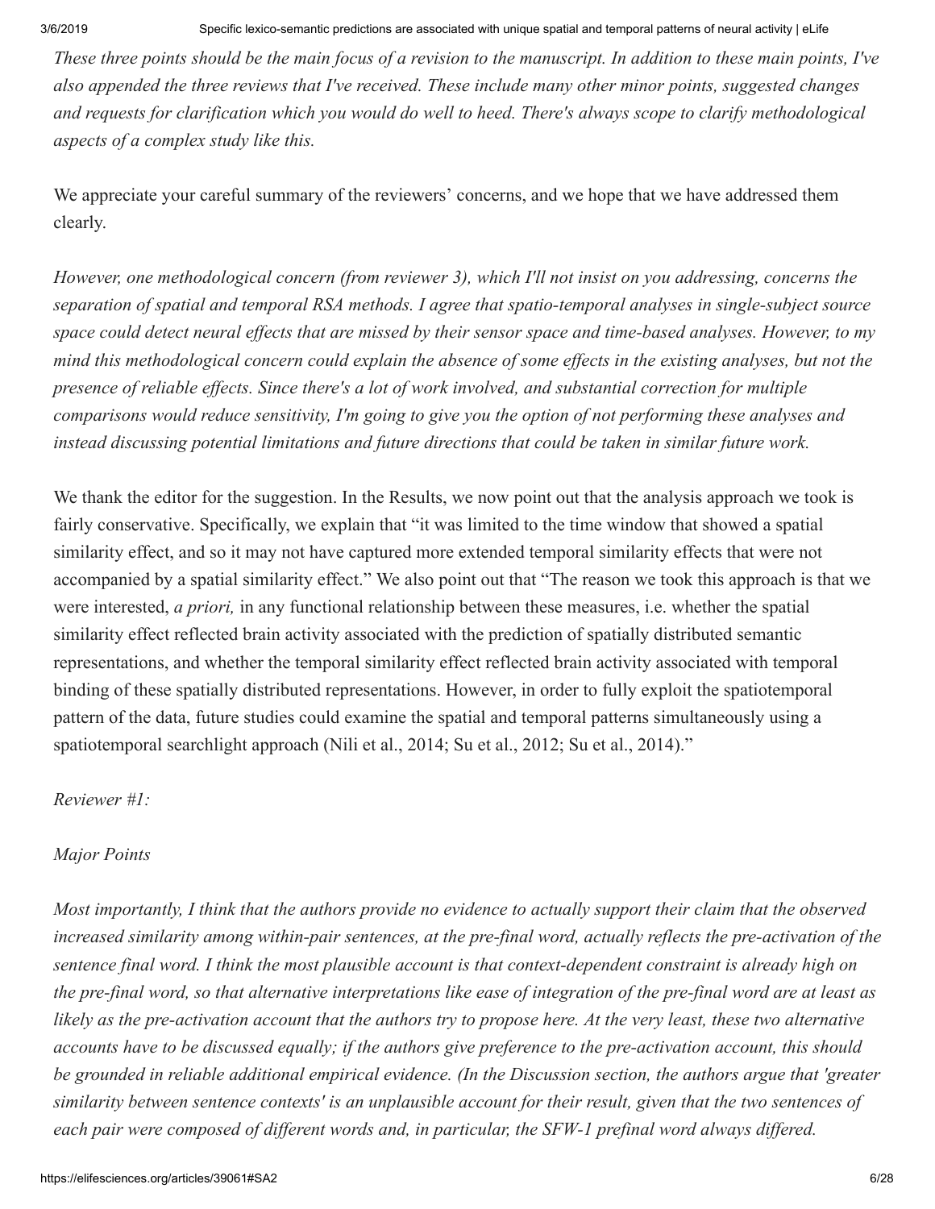*These three points should be the main focus of a revision to the manuscript. In addition to these main points, I've also appended the three reviews that I've received. These include many other minor points, suggested changes and requests for clarification which you would do well to heed. There's always scope to clarify methodological aspects of a complex study like this.*

We appreciate your careful summary of the reviewers' concerns, and we hope that we have addressed them clearly.

*However, one methodological concern (from reviewer 3), which I'll not insist on you addressing, concerns the separation of spatial and temporal RSA methods. I agree that spatio-temporal analyses in single-subject source space could detect neural effects that are missed by their sensor space and time-based analyses. However, to my mind this methodological concern could explain the absence of some effects in the existing analyses, but not the presence of reliable effects. Since there's a lot of work involved, and substantial correction for multiple comparisons would reduce sensitivity, I'm going to give you the option of not performing these analyses and instead discussing potential limitations and future directions that could be taken in similar future work.*

We thank the editor for the suggestion. In the Results, we now point out that the analysis approach we took is fairly conservative. Specifically, we explain that "it was limited to the time window that showed a spatial similarity effect, and so it may not have captured more extended temporal similarity effects that were not accompanied by a spatial similarity effect." We also point out that "The reason we took this approach is that we were interested, *a priori,* in any functional relationship between these measures, i.e. whether the spatial similarity effect reflected brain activity associated with the prediction of spatially distributed semantic representations, and whether the temporal similarity effect reflected brain activity associated with temporal binding of these spatially distributed representations. However, in order to fully exploit the spatiotemporal pattern of the data, future studies could examine the spatial and temporal patterns simultaneously using a spatiotemporal searchlight approach (Nili et al., 2014; Su et al., 2012; Su et al., 2014)."

*Reviewer #1:*

*Major Points*

*Most importantly, I think that the authors provide no evidence to actually support their claim that the observed increased similarity among within-pair sentences, at the pre-final word, actually reflects the pre-activation of the sentence final word. I think the most plausible account is that context-dependent constraint is already high on the pre-final word, so that alternative interpretations like ease of integration of the pre-final word are at least as likely as the pre-activation account that the authors try to propose here. At the very least, these two alternative accounts have to be discussed equally; if the authors give preference to the pre-activation account, this should be grounded in reliable additional empirical evidence. (In the Discussion section, the authors argue that 'greater similarity between sentence contexts' is an unplausible account for their result, given that the two sentences of each pair were composed of different words and, in particular, the SFW-1 prefinal word always differed.*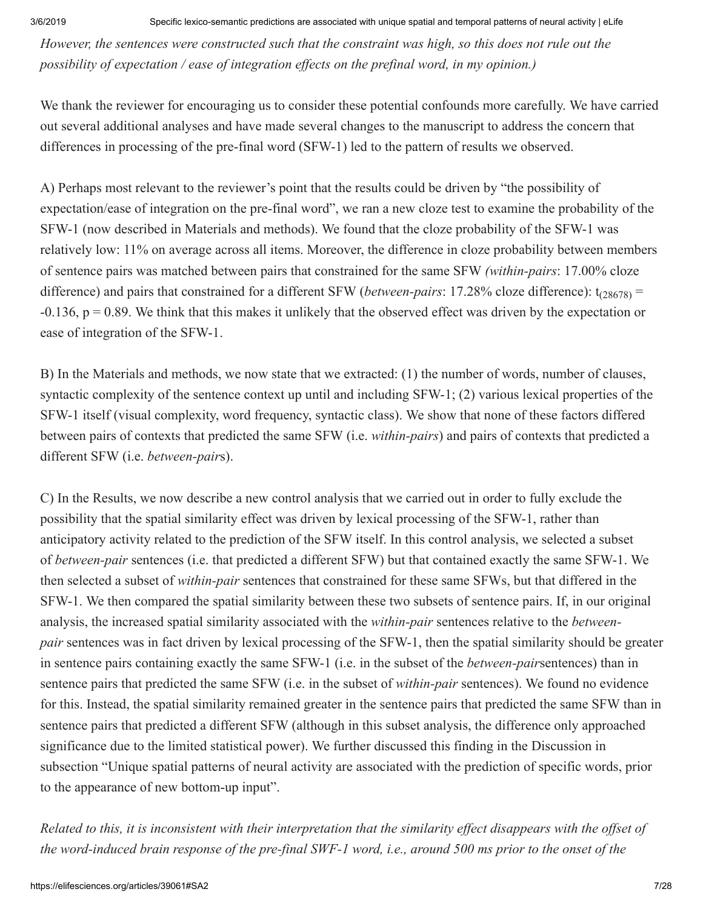*However, the sentences were constructed such that the constraint was high, so this does not rule out the possibility of expectation / ease of integration effects on the prefinal word, in my opinion.)*

We thank the reviewer for encouraging us to consider these potential confounds more carefully. We have carried out several additional analyses and have made several changes to the manuscript to address the concern that differences in processing of the pre-final word (SFW-1) led to the pattern of results we observed.

A) Perhaps most relevant to the reviewer's point that the results could be driven by "the possibility of expectation/ease of integration on the pre-final word", we ran a new cloze test to examine the probability of the SFW-1 (now described in Materials and methods). We found that the cloze probability of the SFW-1 was relatively low: 11% on average across all items. Moreover, the difference in cloze probability between members of sentence pairs was matched between pairs that constrained for the same SFW *(within-pairs*: 17.00% cloze difference) and pairs that constrained for a different SFW (*between-pairs*: 17.28% cloze difference): $t_{(28678)} = -0.136$, $p = 0.89$. We think that this makes it unlikely that the observed effect was driven by the expectation or ease of integration of the SFW-1.

B) In the Materials and methods, we now state that we extracted: (1) the number of words, number of clauses, syntactic complexity of the sentence context up until and including SFW-1; (2) various lexical properties of the SFW-1 itself (visual complexity, word frequency, syntactic class). We show that none of these factors differed between pairs of contexts that predicted the same SFW (i.e. *within-pairs*) and pairs of contexts that predicted a different SFW (i.e. *between-pair*s).

C) In the Results, we now describe a new control analysis that we carried out in order to fully exclude the possibility that the spatial similarity effect was driven by lexical processing of the SFW-1, rather than anticipatory activity related to the prediction of the SFW itself. In this control analysis, we selected a subset of *between-pair* sentences (i.e. that predicted a different SFW) but that contained exactly the same SFW-1. We then selected a subset of *within-pair* sentences that constrained for these same SFWs, but that differed in the SFW-1. We then compared the spatial similarity between these two subsets of sentence pairs. If, in our original analysis, the increased spatial similarity associated with the *within-pair* sentences relative to the *between-pair* sentences was in fact driven by lexical processing of the SFW-1, then the spatial similarity should be greater in sentence pairs containing exactly the same SFW-1 (i.e. in the subset of the *between-pair*sentences) than in sentence pairs that predicted the same SFW (i.e. in the subset of *within-pair* sentences). We found no evidence for this. Instead, the spatial similarity remained greater in the sentence pairs that predicted the same SFW than in sentence pairs that predicted a different SFW (although in this subset analysis, the difference only approached significance due to the limited statistical power). We further discussed this finding in the Discussion in subsection "Unique spatial patterns of neural activity are associated with the prediction of specific words, prior to the appearance of new bottom-up input".

*Related to this, it is inconsistent with their interpretation that the similarity effect disappears with the offset of the word-induced brain response of the pre-final SWF-1 word, i.e., around 500 ms prior to the onset of the*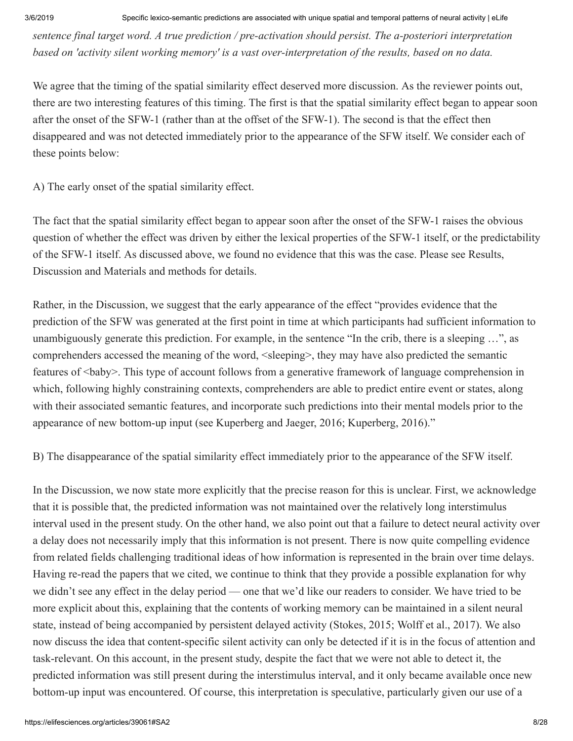*sentence final target word. A true prediction / pre-activation should persist. The a-posteriori interpretation based on 'activity silent working memory' is a vast over-interpretation of the results, based on no data.*

We agree that the timing of the spatial similarity effect deserved more discussion. As the reviewer points out, there are two interesting features of this timing. The first is that the spatial similarity effect began to appear soon after the onset of the SFW-1 (rather than at the offset of the SFW-1). The second is that the effect then disappeared and was not detected immediately prior to the appearance of the SFW itself. We consider each of these points below:

A) The early onset of the spatial similarity effect.

The fact that the spatial similarity effect began to appear soon after the onset of the SFW-1 raises the obvious question of whether the effect was driven by either the lexical properties of the SFW-1 itself, or the predictability of the SFW-1 itself. As discussed above, we found no evidence that this was the case. Please see Results, Discussion and Materials and methods for details.

Rather, in the Discussion, we suggest that the early appearance of the effect "provides evidence that the prediction of the SFW was generated at the first point in time at which participants had sufficient information to unambiguously generate this prediction. For example, in the sentence "In the crib, there is a sleeping …", as comprehenders accessed the meaning of the word, <sleeping>, they may have also predicted the semantic features of <baby>. This type of account follows from a generative framework of language comprehension in which, following highly constraining contexts, comprehenders are able to predict entire event or states, along with their associated semantic features, and incorporate such predictions into their mental models prior to the appearance of new bottom-up input (see Kuperberg and Jaeger, 2016; Kuperberg, 2016)."

B) The disappearance of the spatial similarity effect immediately prior to the appearance of the SFW itself.

In the Discussion, we now state more explicitly that the precise reason for this is unclear. First, we acknowledge that it is possible that, the predicted information was not maintained over the relatively long interstimulus interval used in the present study. On the other hand, we also point out that a failure to detect neural activity over a delay does not necessarily imply that this information is not present. There is now quite compelling evidence from related fields challenging traditional ideas of how information is represented in the brain over time delays. Having re-read the papers that we cited, we continue to think that they provide a possible explanation for why we didn't see any effect in the delay period — one that we'd like our readers to consider. We have tried to be more explicit about this, explaining that the contents of working memory can be maintained in a silent neural state, instead of being accompanied by persistent delayed activity (Stokes, 2015; Wolff et al., 2017). We also now discuss the idea that content-specific silent activity can only be detected if it is in the focus of attention and task-relevant. On this account, in the present study, despite the fact that we were not able to detect it, the predicted information was still present during the interstimulus interval, and it only became available once new bottom-up input was encountered. Of course, this interpretation is speculative, particularly given our use of a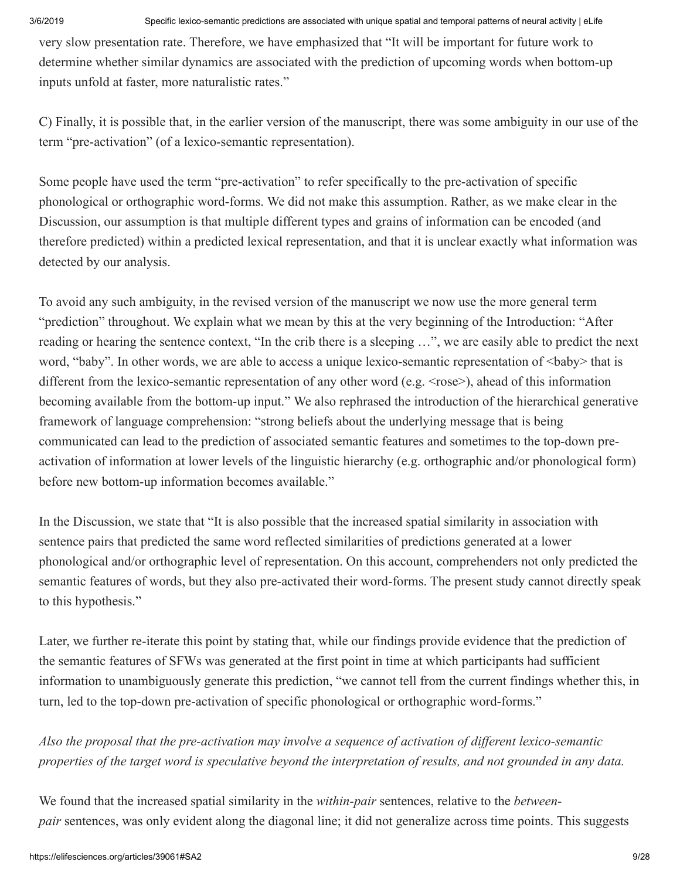very slow presentation rate. Therefore, we have emphasized that "It will be important for future work to determine whether similar dynamics are associated with the prediction of upcoming words when bottom-up inputs unfold at faster, more naturalistic rates."

C) Finally, it is possible that, in the earlier version of the manuscript, there was some ambiguity in our use of the term "pre-activation" (of a lexico-semantic representation).

Some people have used the term "pre-activation" to refer specifically to the pre-activation of specific phonological or orthographic word-forms. We did not make this assumption. Rather, as we make clear in the Discussion, our assumption is that multiple different types and grains of information can be encoded (and therefore predicted) within a predicted lexical representation, and that it is unclear exactly what information was detected by our analysis.

To avoid any such ambiguity, in the revised version of the manuscript we now use the more general term "prediction" throughout. We explain what we mean by this at the very beginning of the Introduction: "After reading or hearing the sentence context, "In the crib there is a sleeping …", we are easily able to predict the next word, "baby". In other words, we are able to access a unique lexico-semantic representation of <baby> that is different from the lexico-semantic representation of any other word (e.g. <rose>), ahead of this information becoming available from the bottom-up input." We also rephrased the introduction of the hierarchical generative framework of language comprehension: "strong beliefs about the underlying message that is being communicated can lead to the prediction of associated semantic features and sometimes to the top-down pre-activation of information at lower levels of the linguistic hierarchy (e.g. orthographic and/or phonological form) before new bottom-up information becomes available."

In the Discussion, we state that "It is also possible that the increased spatial similarity in association with sentence pairs that predicted the same word reflected similarities of predictions generated at a lower phonological and/or orthographic level of representation. On this account, comprehenders not only predicted the semantic features of words, but they also pre-activated their word-forms. The present study cannot directly speak to this hypothesis."

Later, we further re-iterate this point by stating that, while our findings provide evidence that the prediction of the semantic features of SFWs was generated at the first point in time at which participants had sufficient information to unambiguously generate this prediction, "we cannot tell from the current findings whether this, in turn, led to the top-down pre-activation of specific phonological or orthographic word-forms."

*Also the proposal that the pre-activation may involve a sequence of activation of different lexico-semantic properties of the target word is speculative beyond the interpretation of results, and not grounded in any data.*

We found that the increased spatial similarity in the *within-pair* sentences, relative to the *between-pair* sentences, was only evident along the diagonal line; it did not generalize across time points. This suggests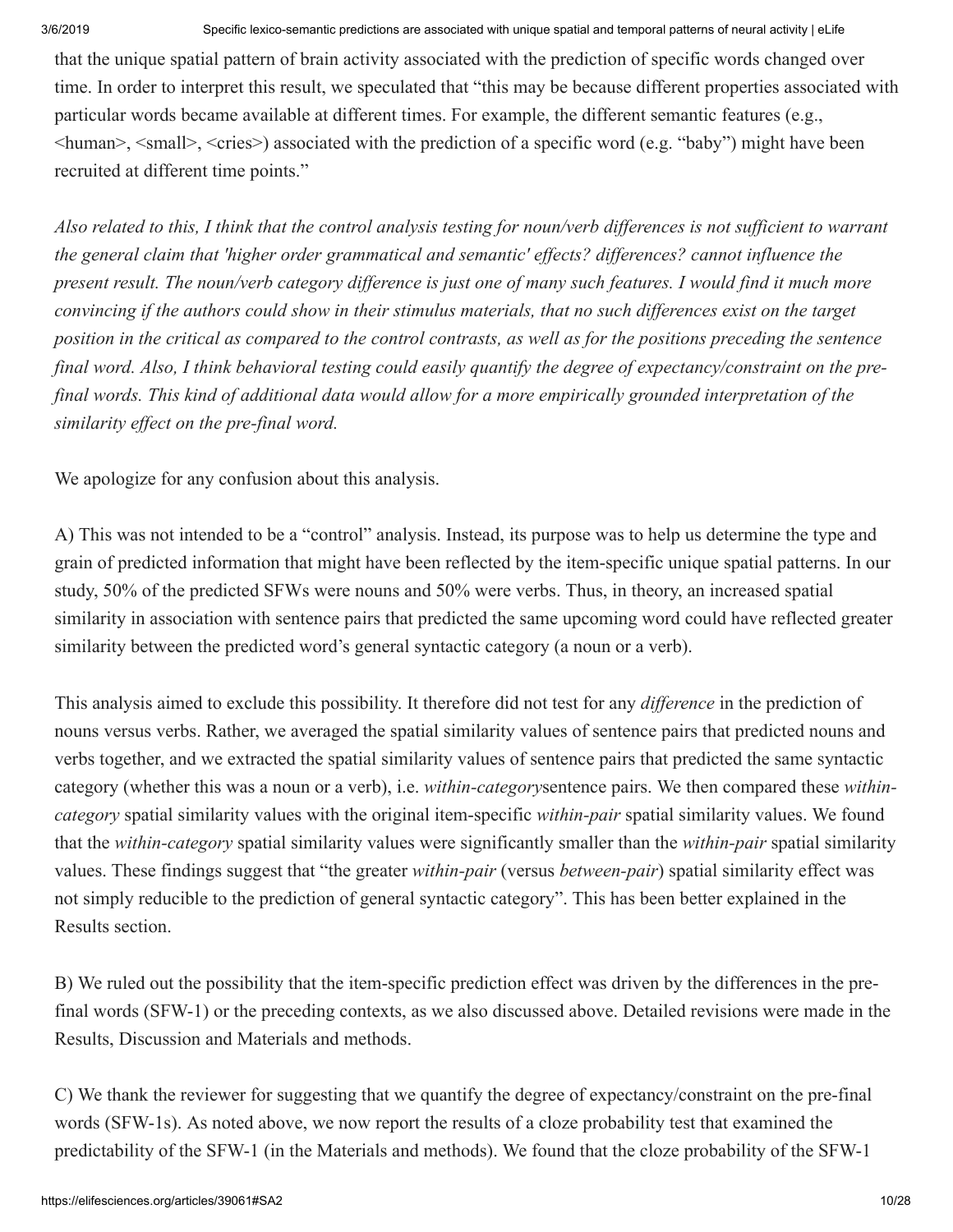that the unique spatial pattern of brain activity associated with the prediction of specific words changed over time. In order to interpret this result, we speculated that "this may be because different properties associated with particular words became available at different times. For example, the different semantic features (e.g., <human>, <small>, <cries>) associated with the prediction of a specific word (e.g. "baby") might have been recruited at different time points."

*Also related to this, I think that the control analysis testing for noun/verb differences is not sufficient to warrant the general claim that 'higher order grammatical and semantic' effects? differences? cannot influence the present result. The noun/verb category difference is just one of many such features. I would find it much more convincing if the authors could show in their stimulus materials, that no such differences exist on the target position in the critical as compared to the control contrasts, as well as for the positions preceding the sentence final word. Also, I think behavioral testing could easily quantify the degree of expectancy/constraint on the pre-final words. This kind of additional data would allow for a more empirically grounded interpretation of the similarity effect on the pre-final word.*

We apologize for any confusion about this analysis.

A) This was not intended to be a "control" analysis. Instead, its purpose was to help us determine the type and grain of predicted information that might have been reflected by the item-specific unique spatial patterns. In our study, 50% of the predicted SFWs were nouns and 50% were verbs. Thus, in theory, an increased spatial similarity in association with sentence pairs that predicted the same upcoming word could have reflected greater similarity between the predicted word's general syntactic category (a noun or a verb).

This analysis aimed to exclude this possibility. It therefore did not test for any *difference* in the prediction of nouns versus verbs. Rather, we averaged the spatial similarity values of sentence pairs that predicted nouns and verbs together, and we extracted the spatial similarity values of sentence pairs that predicted the same syntactic category (whether this was a noun or a verb), i.e. *within-category*sentence pairs. We then compared these *within-category* spatial similarity values with the original item-specific *within-pair* spatial similarity values. We found that the *within-category* spatial similarity values were significantly smaller than the *within-pair* spatial similarity values. These findings suggest that "the greater *within-pair* (versus *between-pair*) spatial similarity effect was not simply reducible to the prediction of general syntactic category". This has been better explained in the Results section.

B) We ruled out the possibility that the item-specific prediction effect was driven by the differences in the pre-final words (SFW-1) or the preceding contexts, as we also discussed above. Detailed revisions were made in the Results, Discussion and Materials and methods.

C) We thank the reviewer for suggesting that we quantify the degree of expectancy/constraint on the pre-final words (SFW-1s). As noted above, we now report the results of a cloze probability test that examined the predictability of the SFW-1 (in the Materials and methods). We found that the cloze probability of the SFW-1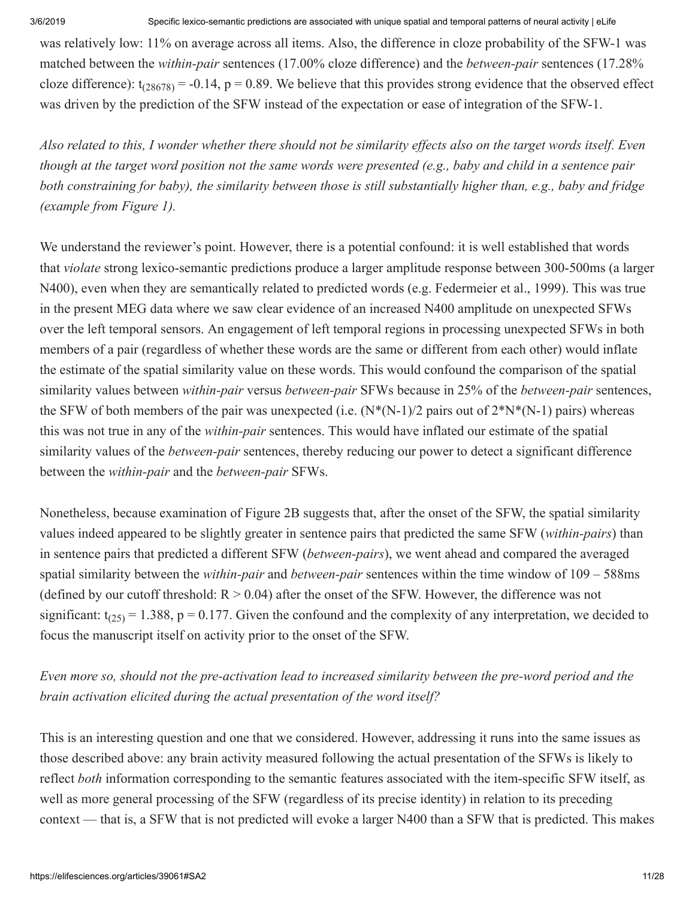was relatively low: 11% on average across all items. Also, the difference in cloze probability of the SFW-1 was matched between the *within-pair* sentences (17.00% cloze difference) and the *between-pair* sentences (17.28% cloze difference): $t_{(28678)} = -0.14$, $p = 0.89$. We believe that this provides strong evidence that the observed effect was driven by the prediction of the SFW instead of the expectation or ease of integration of the SFW-1.

*Also related to this, I wonder whether there should not be similarity effects also on the target words itself. Even though at the target word position not the same words were presented (e.g., baby and child in a sentence pair both constraining for baby), the similarity between those is still substantially higher than, e.g., baby and fridge (example from Figure 1).*

We understand the reviewer's point. However, there is a potential confound: it is well established that words that *violate* strong lexico-semantic predictions produce a larger amplitude response between 300-500ms (a larger N400), even when they are semantically related to predicted words (e.g. Federmeier et al., 1999). This was true in the present MEG data where we saw clear evidence of an increased N400 amplitude on unexpected SFWs over the left temporal sensors. An engagement of left temporal regions in processing unexpected SFWs in both members of a pair (regardless of whether these words are the same or different from each other) would inflate the estimate of the spatial similarity value on these words. This would confound the comparison of the spatial similarity values between *within-pair* versus *between-pair* SFWs because in 25% of the *between-pair* sentences, the SFW of both members of the pair was unexpected (i.e. $(N^*(N-1)/2$ pairs out of $2^*N^*(N-1)$ pairs) whereas this was not true in any of the *within-pair* sentences. This would have inflated our estimate of the spatial similarity values of the *between-pair* sentences, thereby reducing our power to detect a significant difference between the *within-pair* and the *between-pair* SFWs.

Nonetheless, because examination of Figure 2B suggests that, after the onset of the SFW, the spatial similarity values indeed appeared to be slightly greater in sentence pairs that predicted the same SFW (*within-pairs*) than in sentence pairs that predicted a different SFW (*between-pairs*), we went ahead and compared the averaged spatial similarity between the *within-pair* and *between-pair* sentences within the time window of 109 – 588ms (defined by our cutoff threshold: $R > 0.04$) after the onset of the SFW. However, the difference was not significant: $t_{(25)} = 1.388$, $p = 0.177$. Given the confound and the complexity of any interpretation, we decided to focus the manuscript itself on activity prior to the onset of the SFW.

*Even more so, should not the pre-activation lead to increased similarity between the pre-word period and the brain activation elicited during the actual presentation of the word itself?*

This is an interesting question and one that we considered. However, addressing it runs into the same issues as those described above: any brain activity measured following the actual presentation of the SFWs is likely to reflect *both* information corresponding to the semantic features associated with the item-specific SFW itself, as well as more general processing of the SFW (regardless of its precise identity) in relation to its preceding context — that is, a SFW that is not predicted will evoke a larger N400 than a SFW that is predicted. This makes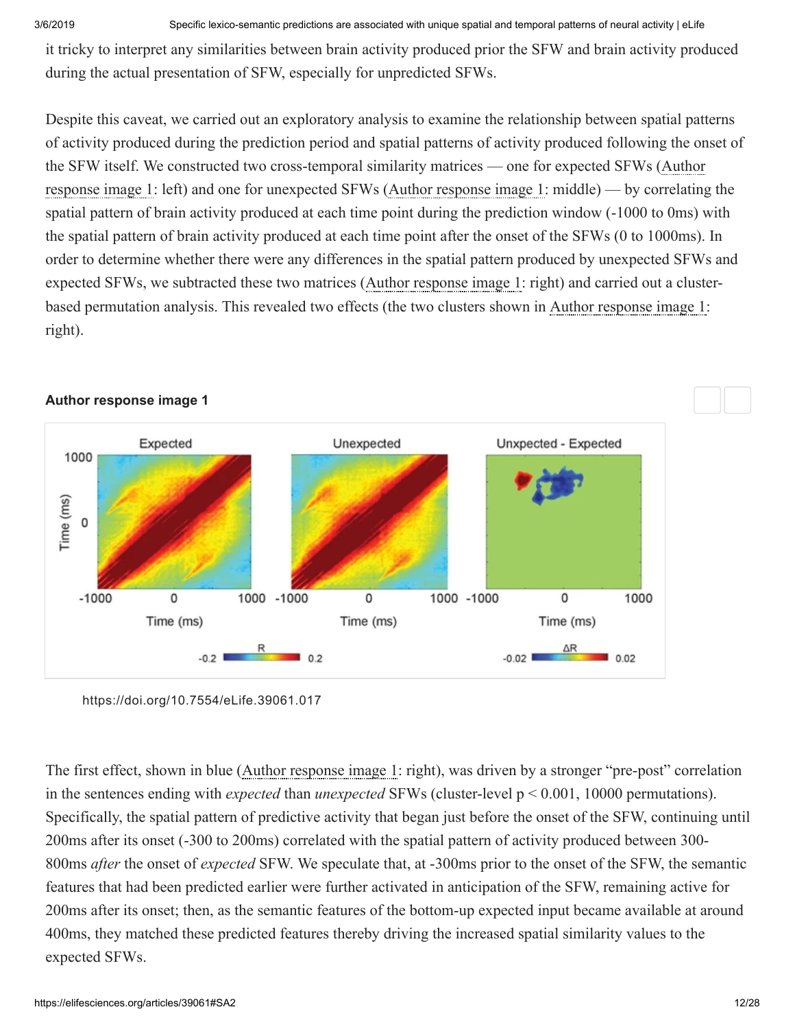it tricky to interpret any similarities between brain activity produced prior the SFW and brain activity produced during the actual presentation of SFW, especially for unpredicted SFWs.

Despite this caveat, we carried out an exploratory analysis to examine the relationship between spatial patterns of activity produced during the prediction period and spatial patterns of activity produced following the onset of the SFW itself. We constructed two cross-temporal similarity matrices — one for expected SFWs (Author response image 1: left) and one for unexpected SFWs (Author response image 1: middle) — by correlating the spatial pattern of brain activity produced at each time point during the prediction window (-1000 to 0ms) with the spatial pattern of brain activity produced at each time point after the onset of the SFWs (0 to 1000ms). In order to determine whether there were any differences in the spatial pattern produced by unexpected SFWs and expected SFWs, we subtracted these two matrices (Author response image 1: right) and carried out a cluster-based permutation analysis. This revealed two effects (the two clusters shown in Author response image 1: right).

**Author response image 1**

Expected

Unexpected

Unxpected - Expected

Time (ms)

1000

0

-1000

0

1000

-1000

0

1000

-1000

0

1000

Time (ms)

Time (ms)

Time (ms)

R

-0.2

0.2

ΔR

-0.02

0.02

https://doi.org/10.7554/eLife.39061.017

The first effect, shown in blue (Author response image 1: right), was driven by a stronger "pre-post" correlation in the sentences ending with *expected* than *unexpected* SFWs (cluster-level $p < 0.001$, 10000 permutations). Specifically, the spatial pattern of predictive activity that began just before the onset of the SFW, continuing until 200ms after its onset (-300 to 200ms) correlated with the spatial pattern of activity produced between 300-800ms *after* the onset of *expected* SFW. We speculate that, at -300ms prior to the onset of the SFW, the semantic features that had been predicted earlier were further activated in anticipation of the SFW, remaining active for 200ms after its onset; then, as the semantic features of the bottom-up expected input became available at around 400ms, they matched these predicted features thereby driving the increased spatial similarity values to the expected SFWs.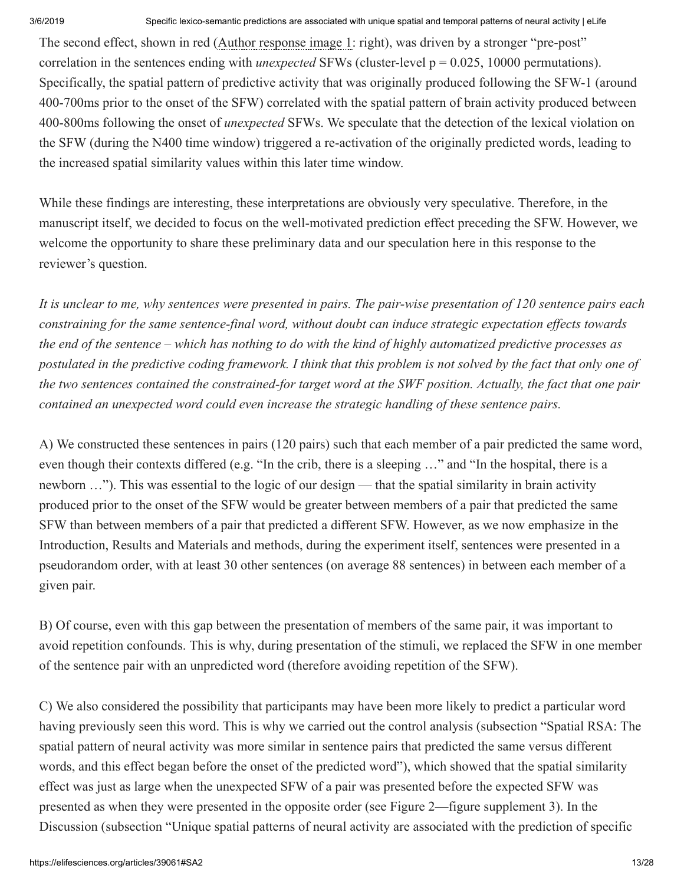The second effect, shown in red (Author response image 1: right), was driven by a stronger "pre-post" correlation in the sentences ending with *unexpected* SFWs (cluster-level $p = 0.025$, 10000 permutations). Specifically, the spatial pattern of predictive activity that was originally produced following the SFW-1 (around 400-700ms prior to the onset of the SFW) correlated with the spatial pattern of brain activity produced between 400-800ms following the onset of *unexpected* SFWs. We speculate that the detection of the lexical violation on the SFW (during the N400 time window) triggered a re-activation of the originally predicted words, leading to the increased spatial similarity values within this later time window.

While these findings are interesting, these interpretations are obviously very speculative. Therefore, in the manuscript itself, we decided to focus on the well-motivated prediction effect preceding the SFW. However, we welcome the opportunity to share these preliminary data and our speculation here in this response to the reviewer's question.

*It is unclear to me, why sentences were presented in pairs. The pair-wise presentation of 120 sentence pairs each constraining for the same sentence-final word, without doubt can induce strategic expectation effects towards the end of the sentence – which has nothing to do with the kind of highly automatized predictive processes as postulated in the predictive coding framework. I think that this problem is not solved by the fact that only one of the two sentences contained the constrained-for target word at the SWF position. Actually, the fact that one pair contained an unexpected word could even increase the strategic handling of these sentence pairs.*

A) We constructed these sentences in pairs (120 pairs) such that each member of a pair predicted the same word, even though their contexts differed (e.g. "In the crib, there is a sleeping …" and "In the hospital, there is a newborn …"). This was essential to the logic of our design — that the spatial similarity in brain activity produced prior to the onset of the SFW would be greater between members of a pair that predicted the same SFW than between members of a pair that predicted a different SFW. However, as we now emphasize in the Introduction, Results and Materials and methods, during the experiment itself, sentences were presented in a pseudorandom order, with at least 30 other sentences (on average 88 sentences) in between each member of a given pair.

B) Of course, even with this gap between the presentation of members of the same pair, it was important to avoid repetition confounds. This is why, during presentation of the stimuli, we replaced the SFW in one member of the sentence pair with an unpredicted word (therefore avoiding repetition of the SFW).

C) We also considered the possibility that participants may have been more likely to predict a particular word having previously seen this word. This is why we carried out the control analysis (subsection "Spatial RSA: The spatial pattern of neural activity was more similar in sentence pairs that predicted the same versus different words, and this effect began before the onset of the predicted word"), which showed that the spatial similarity effect was just as large when the unexpected SFW of a pair was presented before the expected SFW was presented as when they were presented in the opposite order (see Figure 2—figure supplement 3). In the Discussion (subsection "Unique spatial patterns of neural activity are associated with the prediction of specific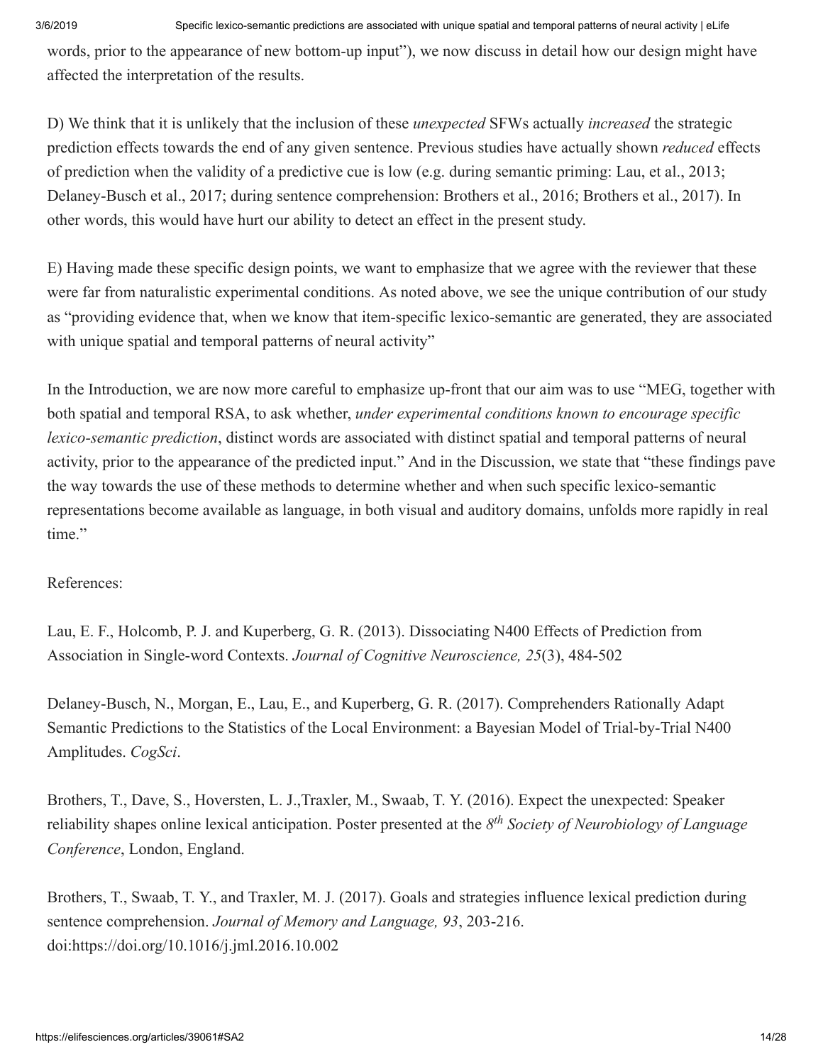words, prior to the appearance of new bottom-up input"), we now discuss in detail how our design might have affected the interpretation of the results.

D) We think that it is unlikely that the inclusion of these *unexpected* SFWs actually *increased* the strategic prediction effects towards the end of any given sentence. Previous studies have actually shown *reduced* effects of prediction when the validity of a predictive cue is low (e.g. during semantic priming: Lau, et al., 2013; Delaney-Busch et al., 2017; during sentence comprehension: Brothers et al., 2016; Brothers et al., 2017). In other words, this would have hurt our ability to detect an effect in the present study.

E) Having made these specific design points, we want to emphasize that we agree with the reviewer that these were far from naturalistic experimental conditions. As noted above, we see the unique contribution of our study as "providing evidence that, when we know that item-specific lexico-semantic are generated, they are associated with unique spatial and temporal patterns of neural activity"

In the Introduction, we are now more careful to emphasize up-front that our aim was to use "MEG, together with both spatial and temporal RSA, to ask whether, *under experimental conditions known to encourage specific lexico-semantic prediction*, distinct words are associated with distinct spatial and temporal patterns of neural activity, prior to the appearance of the predicted input." And in the Discussion, we state that "these findings pave the way towards the use of these methods to determine whether and when such specific lexico-semantic representations become available as language, in both visual and auditory domains, unfolds more rapidly in real time."

References:

Lau, E. F., Holcomb, P. J. and Kuperberg, G. R. (2013). Dissociating N400 Effects of Prediction from Association in Single-word Contexts. *Journal of Cognitive Neuroscience, 25*(3), 484-502

Delaney-Busch, N., Morgan, E., Lau, E., and Kuperberg, G. R. (2017). Comprehenders Rationally Adapt Semantic Predictions to the Statistics of the Local Environment: a Bayesian Model of Trial-by-Trial N400 Amplitudes. *CogSci*.

Brothers, T., Dave, S., Hoversten, L. J.,Traxler, M., Swaab, T. Y. (2016). Expect the unexpected: Speaker reliability shapes online lexical anticipation. Poster presented at the *8th Society of Neurobiology of Language Conference*, London, England.

Brothers, T., Swaab, T. Y., and Traxler, M. J. (2017). Goals and strategies influence lexical prediction during sentence comprehension. *Journal of Memory and Language, 93*, 203-216. doi:https://doi.org/10.1016/j.jml.2016.10.002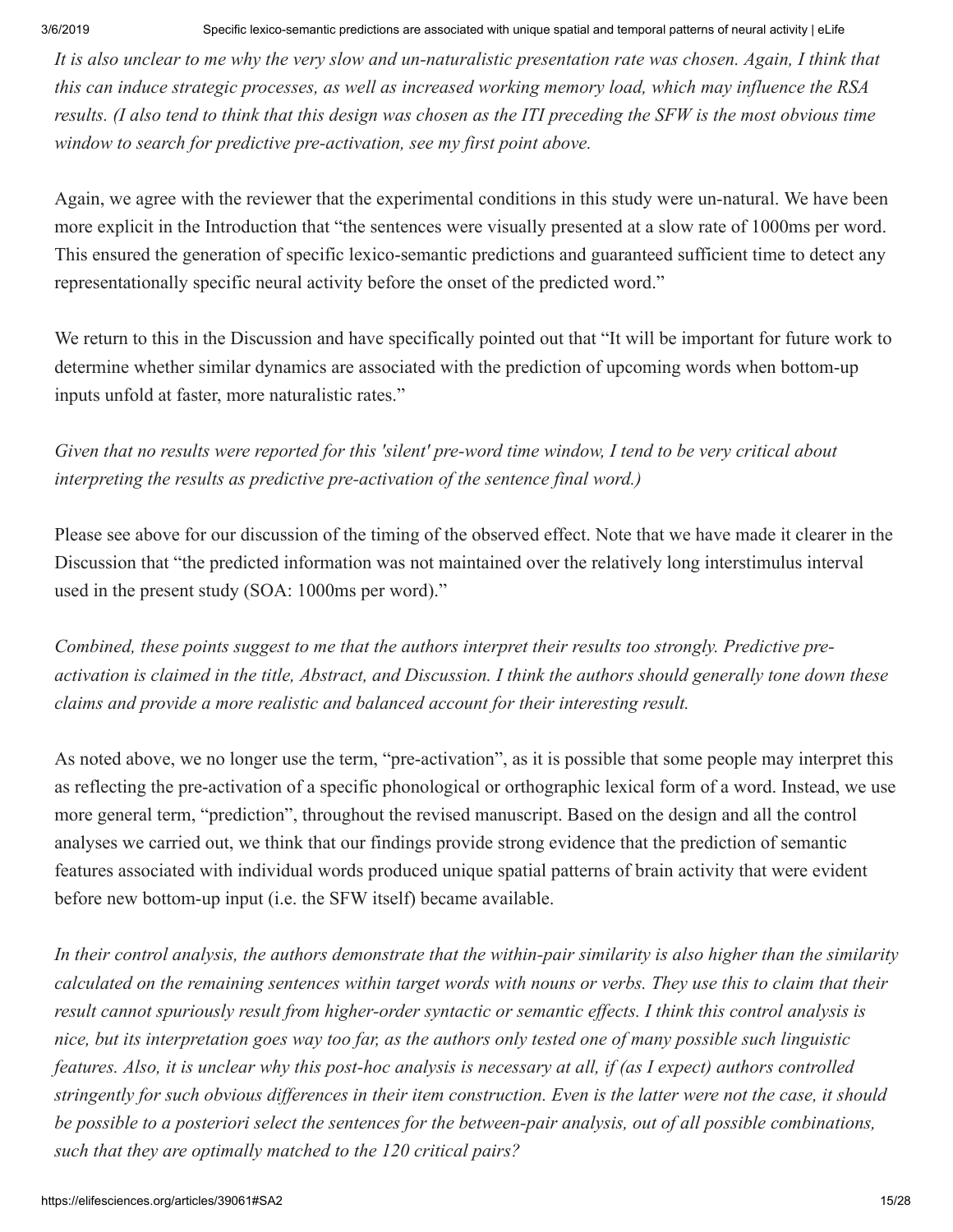*It is also unclear to me why the very slow and un-naturalistic presentation rate was chosen. Again, I think that this can induce strategic processes, as well as increased working memory load, which may influence the RSA results. (I also tend to think that this design was chosen as the ITI preceding the SFW is the most obvious time window to search for predictive pre-activation, see my first point above.*

Again, we agree with the reviewer that the experimental conditions in this study were un-natural. We have been more explicit in the Introduction that "the sentences were visually presented at a slow rate of 1000ms per word. This ensured the generation of specific lexico-semantic predictions and guaranteed sufficient time to detect any representationally specific neural activity before the onset of the predicted word."

We return to this in the Discussion and have specifically pointed out that "It will be important for future work to determine whether similar dynamics are associated with the prediction of upcoming words when bottom-up inputs unfold at faster, more naturalistic rates."

*Given that no results were reported for this 'silent' pre-word time window, I tend to be very critical about interpreting the results as predictive pre-activation of the sentence final word.)*

Please see above for our discussion of the timing of the observed effect. Note that we have made it clearer in the Discussion that "the predicted information was not maintained over the relatively long interstimulus interval used in the present study (SOA: 1000ms per word)."

*Combined, these points suggest to me that the authors interpret their results too strongly. Predictive pre-activation is claimed in the title, Abstract, and Discussion. I think the authors should generally tone down these claims and provide a more realistic and balanced account for their interesting result.*

As noted above, we no longer use the term, "pre-activation", as it is possible that some people may interpret this as reflecting the pre-activation of a specific phonological or orthographic lexical form of a word. Instead, we use more general term, "prediction", throughout the revised manuscript. Based on the design and all the control analyses we carried out, we think that our findings provide strong evidence that the prediction of semantic features associated with individual words produced unique spatial patterns of brain activity that were evident before new bottom-up input (i.e. the SFW itself) became available.

*In their control analysis, the authors demonstrate that the within-pair similarity is also higher than the similarity calculated on the remaining sentences within target words with nouns or verbs. They use this to claim that their result cannot spuriously result from higher-order syntactic or semantic effects. I think this control analysis is nice, but its interpretation goes way too far, as the authors only tested one of many possible such linguistic features. Also, it is unclear why this post-hoc analysis is necessary at all, if (as I expect) authors controlled stringently for such obvious differences in their item construction. Even is the latter were not the case, it should be possible to a posteriori select the sentences for the between-pair analysis, out of all possible combinations, such that they are optimally matched to the 120 critical pairs?*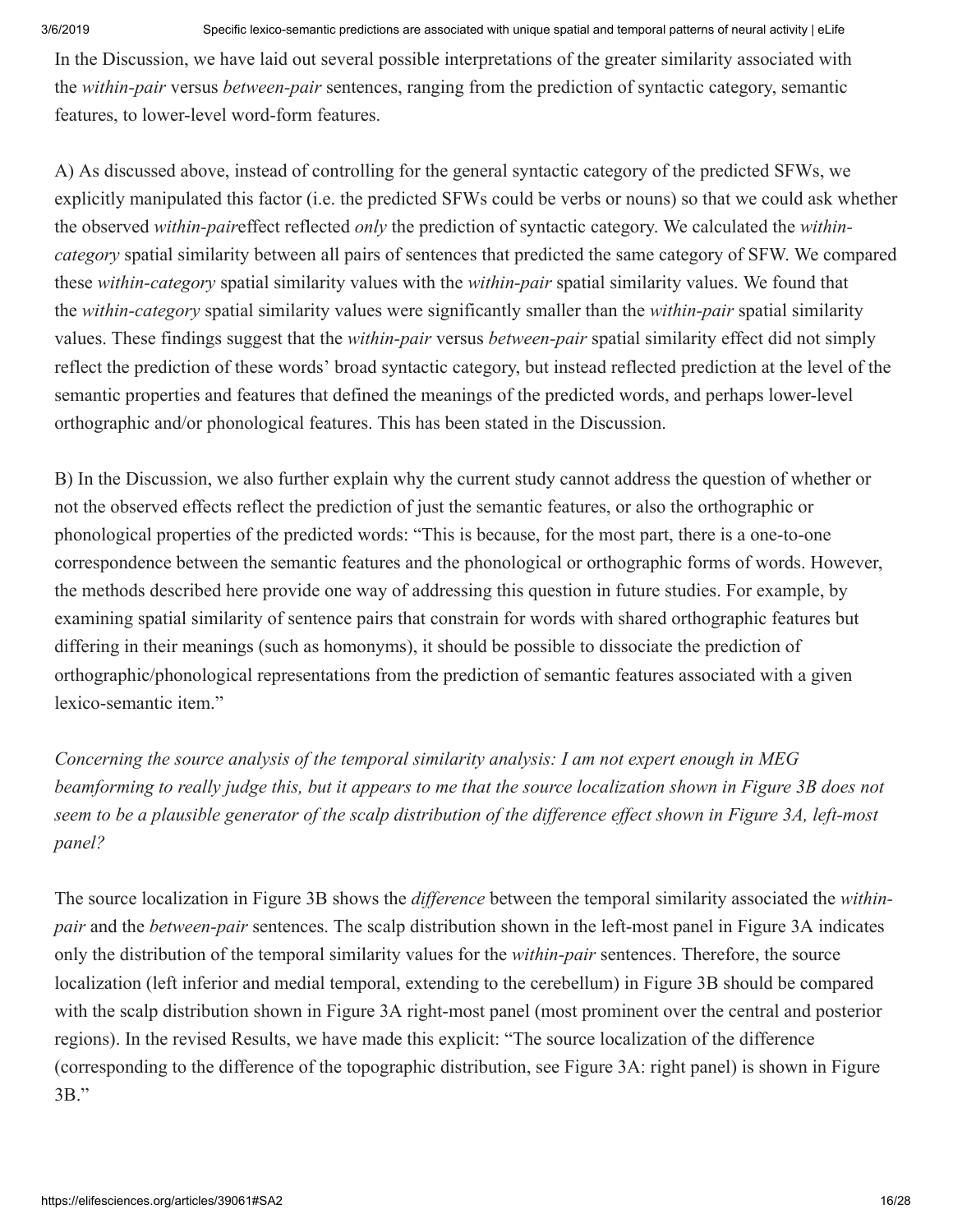In the Discussion, we have laid out several possible interpretations of the greater similarity associated with the *within-pair* versus *between-pair* sentences, ranging from the prediction of syntactic category, semantic features, to lower-level word-form features.

A) As discussed above, instead of controlling for the general syntactic category of the predicted SFWs, we explicitly manipulated this factor (i.e. the predicted SFWs could be verbs or nouns) so that we could ask whether the observed *within-pair*effect reflected *only* the prediction of syntactic category. We calculated the *within-category* spatial similarity between all pairs of sentences that predicted the same category of SFW. We compared these *within-category* spatial similarity values with the *within-pair* spatial similarity values. We found that the *within-category* spatial similarity values were significantly smaller than the *within-pair* spatial similarity values. These findings suggest that the *within-pair* versus *between-pair* spatial similarity effect did not simply reflect the prediction of these words' broad syntactic category, but instead reflected prediction at the level of the semantic properties and features that defined the meanings of the predicted words, and perhaps lower-level orthographic and/or phonological features. This has been stated in the Discussion.

B) In the Discussion, we also further explain why the current study cannot address the question of whether or not the observed effects reflect the prediction of just the semantic features, or also the orthographic or phonological properties of the predicted words: "This is because, for the most part, there is a one-to-one correspondence between the semantic features and the phonological or orthographic forms of words. However, the methods described here provide one way of addressing this question in future studies. For example, by examining spatial similarity of sentence pairs that constrain for words with shared orthographic features but differing in their meanings (such as homonyms), it should be possible to dissociate the prediction of orthographic/phonological representations from the prediction of semantic features associated with a given lexico-semantic item."

*Concerning the source analysis of the temporal similarity analysis: I am not expert enough in MEG beamforming to really judge this, but it appears to me that the source localization shown in Figure 3B does not seem to be a plausible generator of the scalp distribution of the difference effect shown in Figure 3A, left-most panel?*

The source localization in Figure 3B shows the *difference* between the temporal similarity associated the *within-pair* and the *between-pair* sentences. The scalp distribution shown in the left-most panel in Figure 3A indicates only the distribution of the temporal similarity values for the *within-pair* sentences. Therefore, the source localization (left inferior and medial temporal, extending to the cerebellum) in Figure 3B should be compared with the scalp distribution shown in Figure 3A right-most panel (most prominent over the central and posterior regions). In the revised Results, we have made this explicit: "The source localization of the difference (corresponding to the difference of the topographic distribution, see Figure 3A: right panel) is shown in Figure 3B."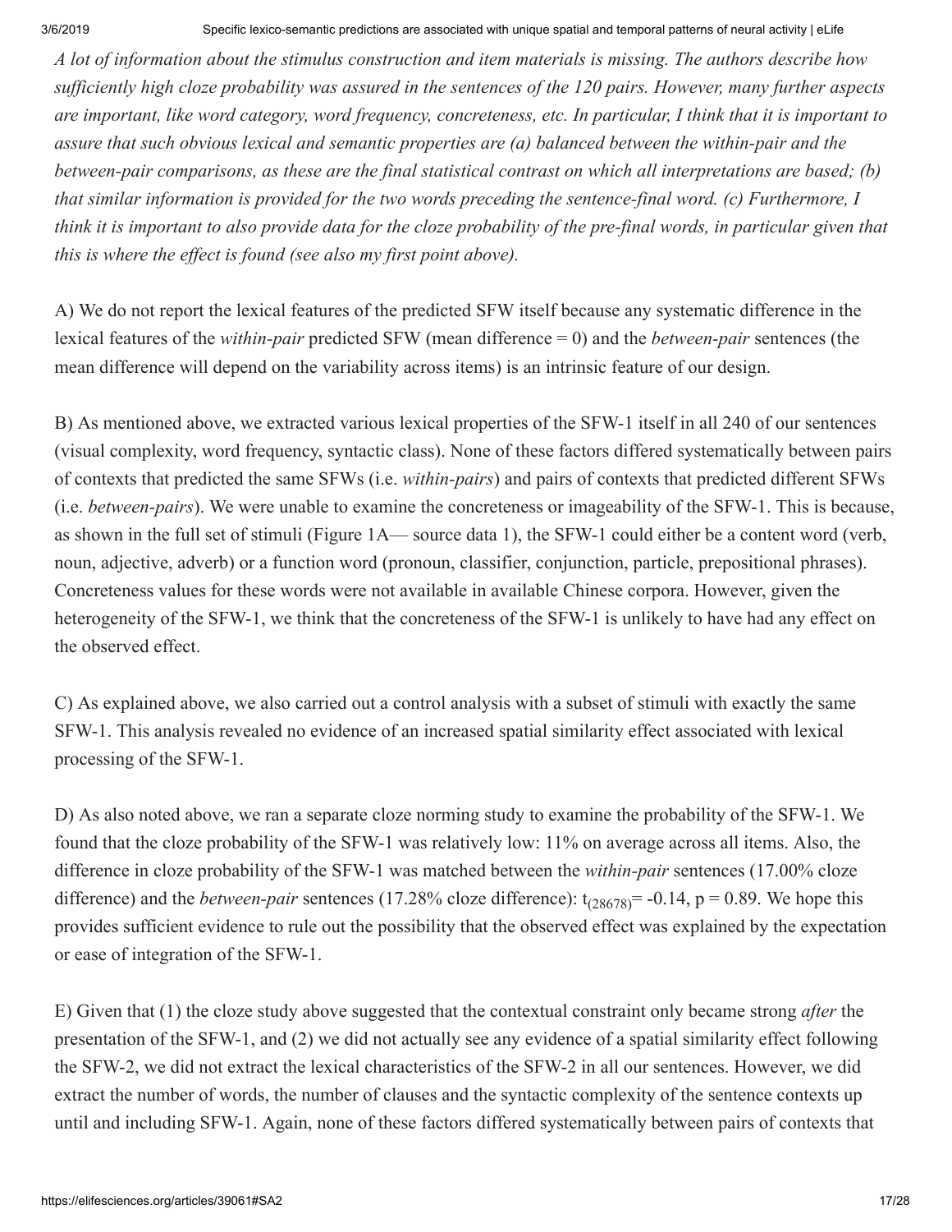*A lot of information about the stimulus construction and item materials is missing. The authors describe how sufficiently high cloze probability was assured in the sentences of the 120 pairs. However, many further aspects are important, like word category, word frequency, concreteness, etc. In particular, I think that it is important to assure that such obvious lexical and semantic properties are (a) balanced between the within-pair and the between-pair comparisons, as these are the final statistical contrast on which all interpretations are based; (b) that similar information is provided for the two words preceding the sentence-final word. (c) Furthermore, I think it is important to also provide data for the cloze probability of the pre-final words, in particular given that this is where the effect is found (see also my first point above).*

A) We do not report the lexical features of the predicted SFW itself because any systematic difference in the lexical features of the *within-pair* predicted SFW (mean difference = 0) and the *between-pair* sentences (the mean difference will depend on the variability across items) is an intrinsic feature of our design.

B) As mentioned above, we extracted various lexical properties of the SFW-1 itself in all 240 of our sentences (visual complexity, word frequency, syntactic class). None of these factors differed systematically between pairs of contexts that predicted the same SFWs (i.e. *within-pairs*) and pairs of contexts that predicted different SFWs (i.e. *between-pairs*). We were unable to examine the concreteness or imageability of the SFW-1. This is because, as shown in the full set of stimuli (Figure 1A— source data 1), the SFW-1 could either be a content word (verb, noun, adjective, adverb) or a function word (pronoun, classifier, conjunction, particle, prepositional phrases). Concreteness values for these words were not available in available Chinese corpora. However, given the heterogeneity of the SFW-1, we think that the concreteness of the SFW-1 is unlikely to have had any effect on the observed effect.

C) As explained above, we also carried out a control analysis with a subset of stimuli with exactly the same SFW-1. This analysis revealed no evidence of an increased spatial similarity effect associated with lexical processing of the SFW-1.

D) As also noted above, we ran a separate cloze norming study to examine the probability of the SFW-1. We found that the cloze probability of the SFW-1 was relatively low: 11% on average across all items. Also, the difference in cloze probability of the SFW-1 was matched between the *within-pair* sentences (17.00% cloze difference) and the *between-pair* sentences (17.28% cloze difference): $t_{(28678)} = -0.14$, $p = 0.89$. We hope this provides sufficient evidence to rule out the possibility that the observed effect was explained by the expectation or ease of integration of the SFW-1.

E) Given that (1) the cloze study above suggested that the contextual constraint only became strong *after* the presentation of the SFW-1, and (2) we did not actually see any evidence of a spatial similarity effect following the SFW-2, we did not extract the lexical characteristics of the SFW-2 in all our sentences. However, we did extract the number of words, the number of clauses and the syntactic complexity of the sentence contexts up until and including SFW-1. Again, none of these factors differed systematically between pairs of contexts that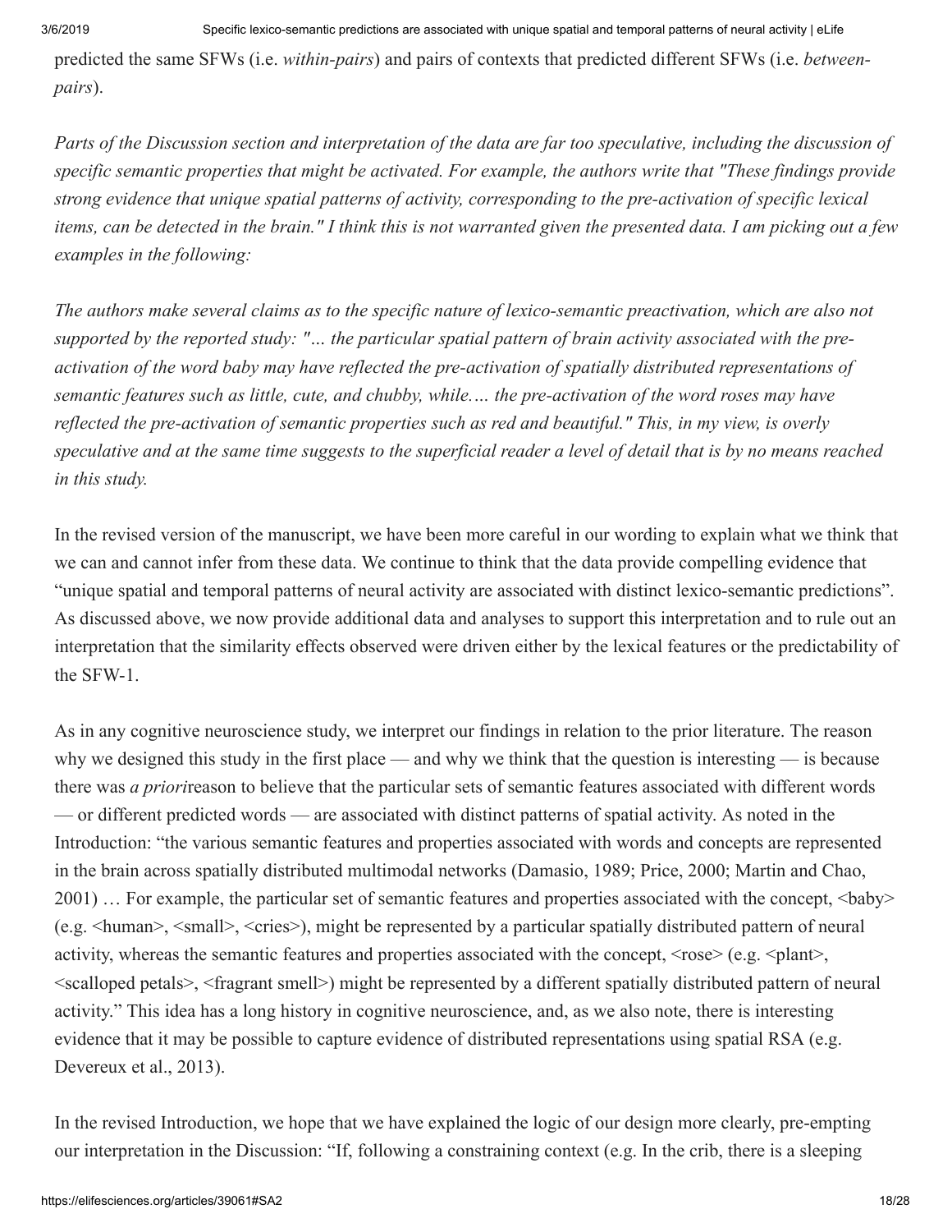predicted the same SFWs (i.e. *within-pairs*) and pairs of contexts that predicted different SFWs (i.e. *between-pairs*).

*Parts of the Discussion section and interpretation of the data are far too speculative, including the discussion of specific semantic properties that might be activated. For example, the authors write that "These findings provide strong evidence that unique spatial patterns of activity, corresponding to the pre-activation of specific lexical items, can be detected in the brain." I think this is not warranted given the presented data. I am picking out a few examples in the following:*

*The authors make several claims as to the specific nature of lexico-semantic preactivation, which are also not supported by the reported study: "… the particular spatial pattern of brain activity associated with the pre-activation of the word baby may have reflected the pre-activation of spatially distributed representations of semantic features such as little, cute, and chubby, while.… the pre-activation of the word roses may have reflected the pre-activation of semantic properties such as red and beautiful." This, in my view, is overly speculative and at the same time suggests to the superficial reader a level of detail that is by no means reached in this study.*

In the revised version of the manuscript, we have been more careful in our wording to explain what we think that we can and cannot infer from these data. We continue to think that the data provide compelling evidence that "unique spatial and temporal patterns of neural activity are associated with distinct lexico-semantic predictions". As discussed above, we now provide additional data and analyses to support this interpretation and to rule out an interpretation that the similarity effects observed were driven either by the lexical features or the predictability of the SFW-1.

As in any cognitive neuroscience study, we interpret our findings in relation to the prior literature. The reason why we designed this study in the first place — and why we think that the question is interesting — is because there was *a priori*reason to believe that the particular sets of semantic features associated with different words — or different predicted words — are associated with distinct patterns of spatial activity. As noted in the Introduction: "the various semantic features and properties associated with words and concepts are represented in the brain across spatially distributed multimodal networks (Damasio, 1989; Price, 2000; Martin and Chao, 2001) … For example, the particular set of semantic features and properties associated with the concept, <baby> (e.g. <human>, <small>, <cries>), might be represented by a particular spatially distributed pattern of neural activity, whereas the semantic features and properties associated with the concept, <rose> (e.g. <plant>, <scalloped petals>, <fragrant smell>) might be represented by a different spatially distributed pattern of neural activity." This idea has a long history in cognitive neuroscience, and, as we also note, there is interesting evidence that it may be possible to capture evidence of distributed representations using spatial RSA (e.g. Devereux et al., 2013).

In the revised Introduction, we hope that we have explained the logic of our design more clearly, pre-empting our interpretation in the Discussion: "If, following a constraining context (e.g. In the crib, there is a sleeping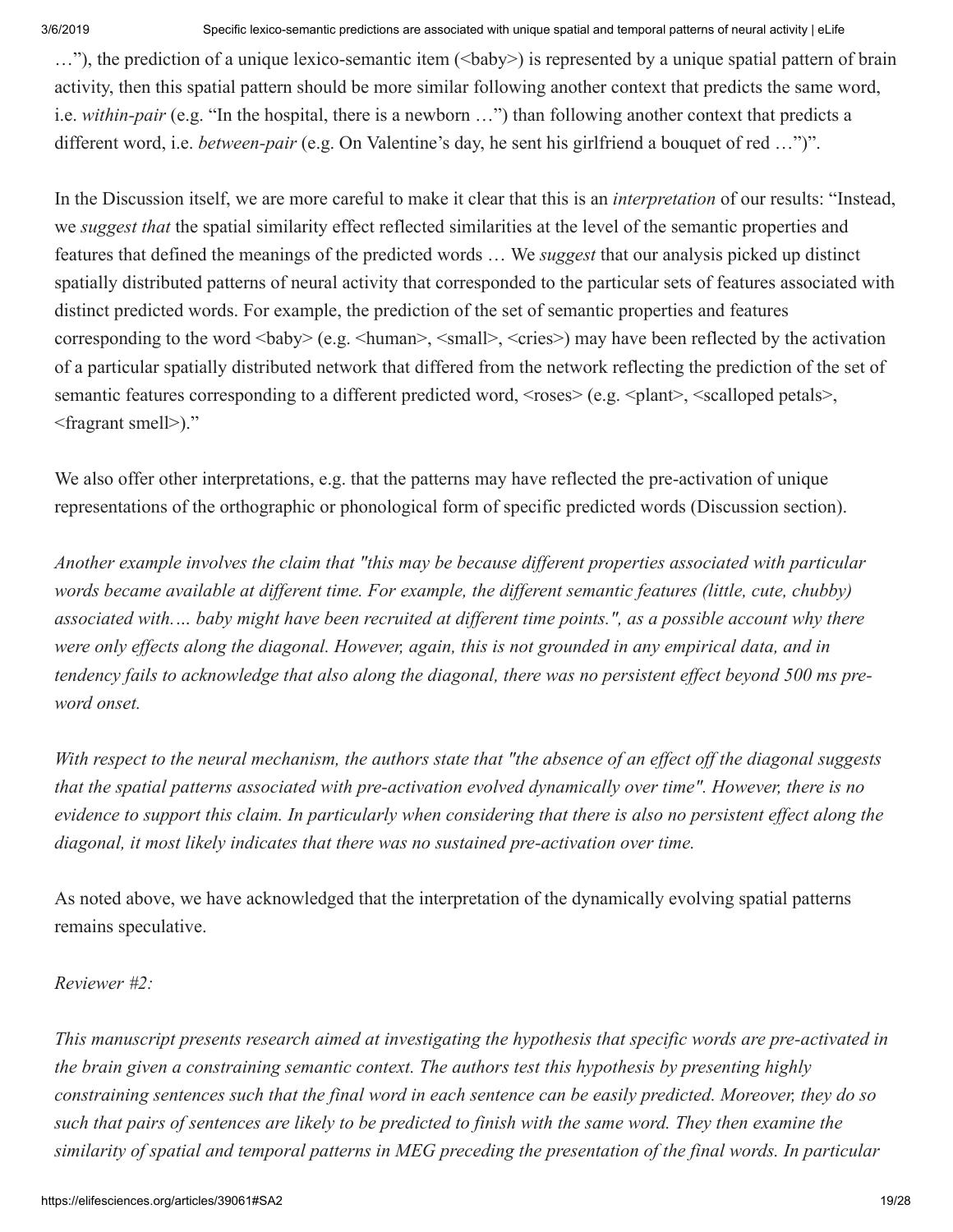…"), the prediction of a unique lexico-semantic item (<baby>) is represented by a unique spatial pattern of brain activity, then this spatial pattern should be more similar following another context that predicts the same word, i.e. *within-pair* (e.g. "In the hospital, there is a newborn …") than following another context that predicts a different word, i.e. *between-pair* (e.g. On Valentine's day, he sent his girlfriend a bouquet of red …")".

In the Discussion itself, we are more careful to make it clear that this is an *interpretation* of our results: "Instead, we *suggest that* the spatial similarity effect reflected similarities at the level of the semantic properties and features that defined the meanings of the predicted words … We *suggest* that our analysis picked up distinct spatially distributed patterns of neural activity that corresponded to the particular sets of features associated with distinct predicted words. For example, the prediction of the set of semantic properties and features corresponding to the word <baby> (e.g. <human>, <small>, <cries>) may have been reflected by the activation of a particular spatially distributed network that differed from the network reflecting the prediction of the set of semantic features corresponding to a different predicted word, <roses> (e.g. <plant>, <scalloped petals>, <fragrant smell>)."

We also offer other interpretations, e.g. that the patterns may have reflected the pre-activation of unique representations of the orthographic or phonological form of specific predicted words (Discussion section).

*Another example involves the claim that "this may be because different properties associated with particular words became available at different time. For example, the different semantic features (little, cute, chubby) associated with…. baby might have been recruited at different time points.", as a possible account why there were only effects along the diagonal. However, again, this is not grounded in any empirical data, and in tendency fails to acknowledge that also along the diagonal, there was no persistent effect beyond 500 ms pre-word onset.*

*With respect to the neural mechanism, the authors state that "the absence of an effect off the diagonal suggests that the spatial patterns associated with pre-activation evolved dynamically over time". However, there is no evidence to support this claim. In particularly when considering that there is also no persistent effect along the diagonal, it most likely indicates that there was no sustained pre-activation over time.*

As noted above, we have acknowledged that the interpretation of the dynamically evolving spatial patterns remains speculative.

*Reviewer #2:*

*This manuscript presents research aimed at investigating the hypothesis that specific words are pre-activated in the brain given a constraining semantic context. The authors test this hypothesis by presenting highly constraining sentences such that the final word in each sentence can be easily predicted. Moreover, they do so such that pairs of sentences are likely to be predicted to finish with the same word. They then examine the similarity of spatial and temporal patterns in MEG preceding the presentation of the final words. In particular*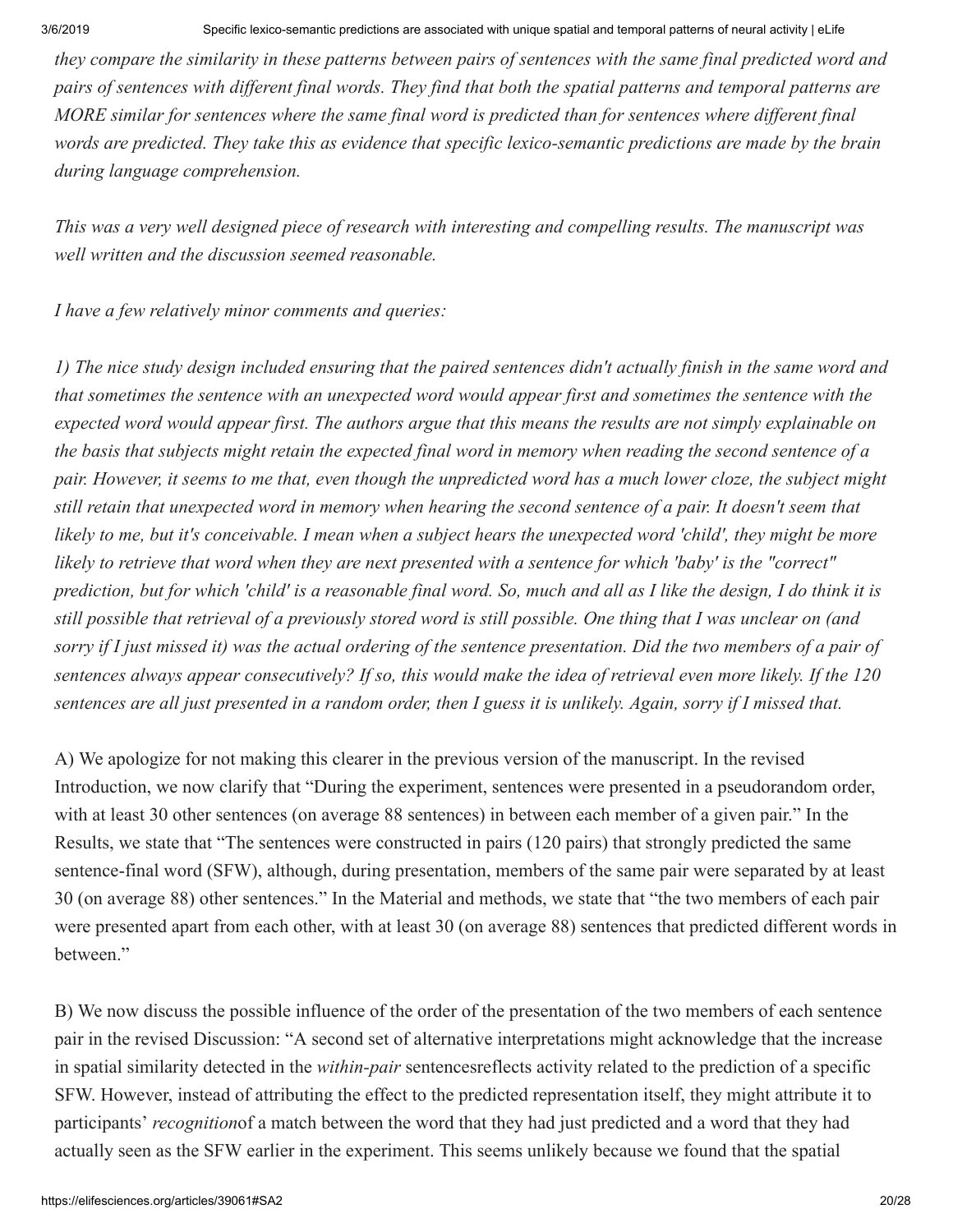*they compare the similarity in these patterns between pairs of sentences with the same final predicted word and pairs of sentences with different final words. They find that both the spatial patterns and temporal patterns are MORE similar for sentences where the same final word is predicted than for sentences where different final words are predicted. They take this as evidence that specific lexico-semantic predictions are made by the brain during language comprehension.*

*This was a very well designed piece of research with interesting and compelling results. The manuscript was well written and the discussion seemed reasonable.*

*I have a few relatively minor comments and queries:*

*1) The nice study design included ensuring that the paired sentences didn't actually finish in the same word and that sometimes the sentence with an unexpected word would appear first and sometimes the sentence with the expected word would appear first. The authors argue that this means the results are not simply explainable on the basis that subjects might retain the expected final word in memory when reading the second sentence of a pair. However, it seems to me that, even though the unpredicted word has a much lower cloze, the subject might still retain that unexpected word in memory when hearing the second sentence of a pair. It doesn't seem that likely to me, but it's conceivable. I mean when a subject hears the unexpected word 'child', they might be more likely to retrieve that word when they are next presented with a sentence for which 'baby' is the "correct" prediction, but for which 'child' is a reasonable final word. So, much and all as I like the design, I do think it is still possible that retrieval of a previously stored word is still possible. One thing that I was unclear on (and sorry if I just missed it) was the actual ordering of the sentence presentation. Did the two members of a pair of sentences always appear consecutively? If so, this would make the idea of retrieval even more likely. If the 120 sentences are all just presented in a random order, then I guess it is unlikely. Again, sorry if I missed that.*

A) We apologize for not making this clearer in the previous version of the manuscript. In the revised Introduction, we now clarify that "During the experiment, sentences were presented in a pseudorandom order, with at least 30 other sentences (on average 88 sentences) in between each member of a given pair." In the Results, we state that "The sentences were constructed in pairs (120 pairs) that strongly predicted the same sentence-final word (SFW), although, during presentation, members of the same pair were separated by at least 30 (on average 88) other sentences." In the Material and methods, we state that "the two members of each pair were presented apart from each other, with at least 30 (on average 88) sentences that predicted different words in between."

B) We now discuss the possible influence of the order of the presentation of the two members of each sentence pair in the revised Discussion: "A second set of alternative interpretations might acknowledge that the increase in spatial similarity detected in the *within-pair* sentencesreflects activity related to the prediction of a specific SFW. However, instead of attributing the effect to the predicted representation itself, they might attribute it to participants' *recognition*of a match between the word that they had just predicted and a word that they had actually seen as the SFW earlier in the experiment. This seems unlikely because we found that the spatial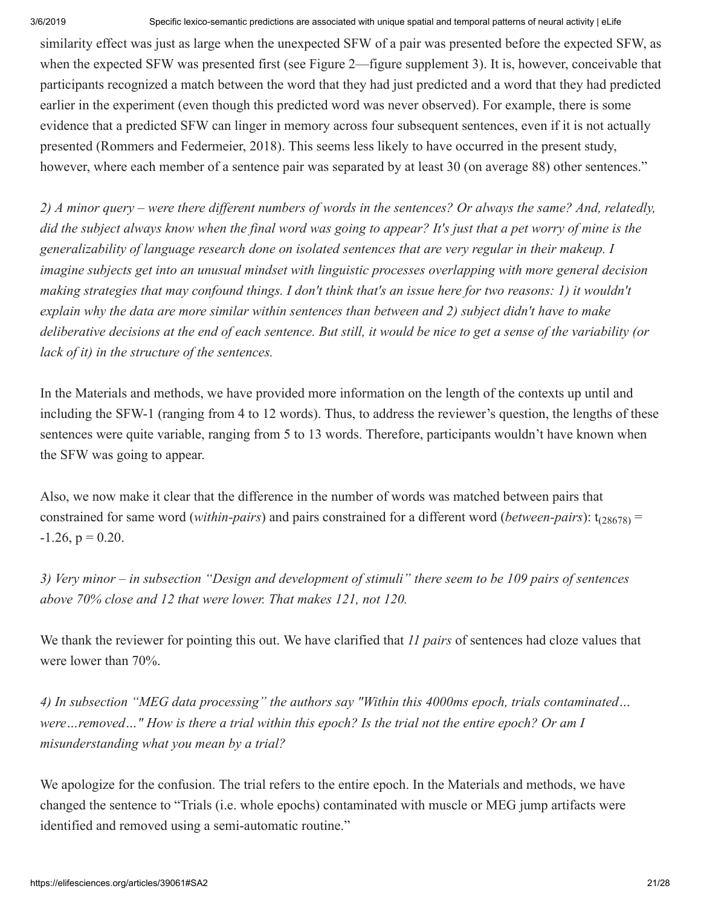similarity effect was just as large when the unexpected SFW of a pair was presented before the expected SFW, as when the expected SFW was presented first (see Figure 2—figure supplement 3). It is, however, conceivable that participants recognized a match between the word that they had just predicted and a word that they had predicted earlier in the experiment (even though this predicted word was never observed). For example, there is some evidence that a predicted SFW can linger in memory across four subsequent sentences, even if it is not actually presented (Rommers and Federmeier, 2018). This seems less likely to have occurred in the present study, however, where each member of a sentence pair was separated by at least 30 (on average 88) other sentences."

*2) A minor query – were there different numbers of words in the sentences? Or always the same? And, relatedly, did the subject always know when the final word was going to appear? It's just that a pet worry of mine is the generalizability of language research done on isolated sentences that are very regular in their makeup. I imagine subjects get into an unusual mindset with linguistic processes overlapping with more general decision making strategies that may confound things. I don't think that's an issue here for two reasons: 1) it wouldn't explain why the data are more similar within sentences than between and 2) subject didn't have to make deliberative decisions at the end of each sentence. But still, it would be nice to get a sense of the variability (or lack of it) in the structure of the sentences.*

In the Materials and methods, we have provided more information on the length of the contexts up until and including the SFW-1 (ranging from 4 to 12 words). Thus, to address the reviewer's question, the lengths of these sentences were quite variable, ranging from 5 to 13 words. Therefore, participants wouldn't have known when the SFW was going to appear.

Also, we now make it clear that the difference in the number of words was matched between pairs that constrained for same word (*within-pairs*) and pairs constrained for a different word (*between-pairs*): $t_{(28678)} = -1.26$, $p = 0.20$.

*3) Very minor – in subsection "Design and development of stimuli" there seem to be 109 pairs of sentences above 70% close and 12 that were lower. That makes 121, not 120.*

We thank the reviewer for pointing this out. We have clarified that *11 pairs* of sentences had cloze values that were lower than 70%.

*4) In subsection "MEG data processing" the authors say "Within this 4000ms epoch, trials contaminated… were…removed…" How is there a trial within this epoch? Is the trial not the entire epoch? Or am I misunderstanding what you mean by a trial?*

We apologize for the confusion. The trial refers to the entire epoch. In the Materials and methods, we have changed the sentence to "Trials (i.e. whole epochs) contaminated with muscle or MEG jump artifacts were identified and removed using a semi-automatic routine."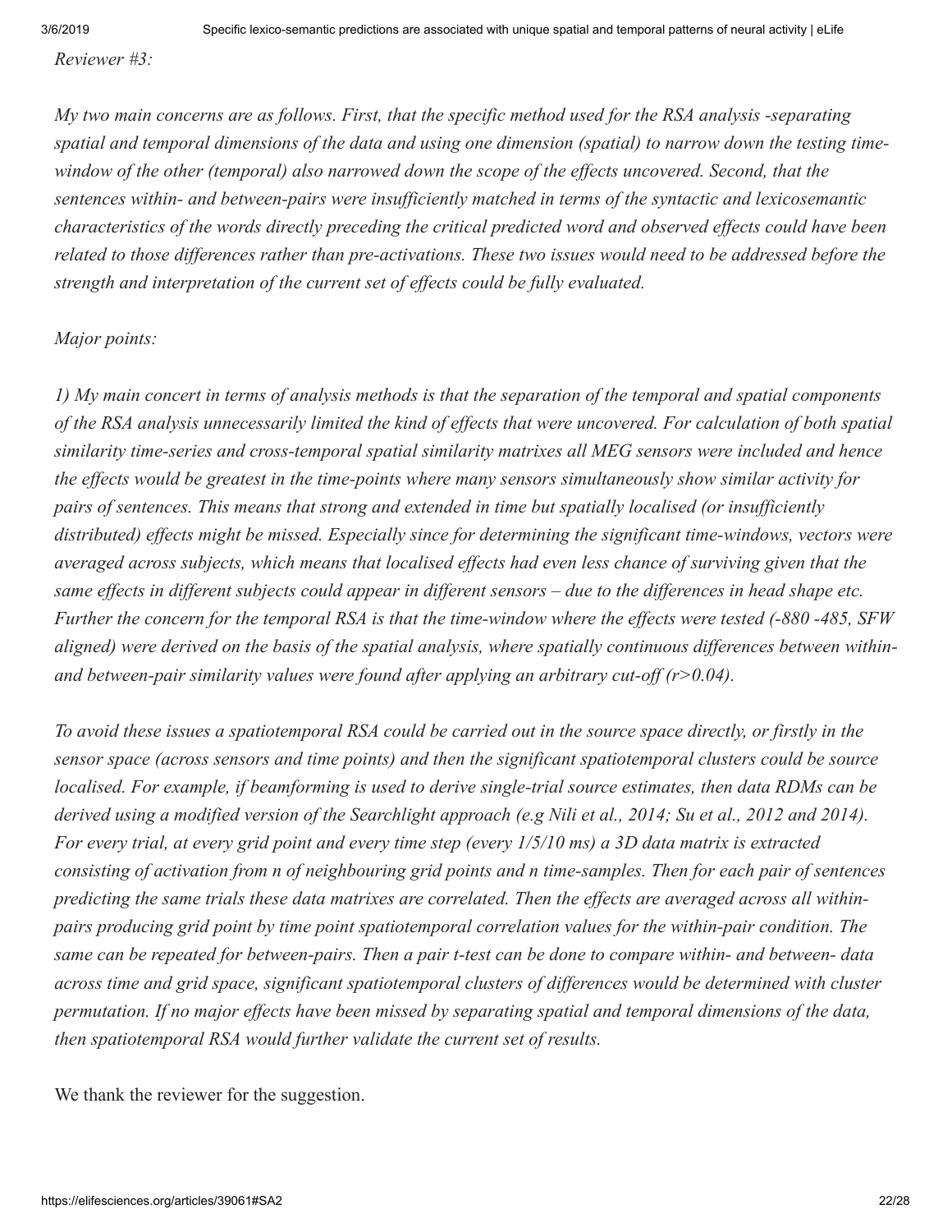*Reviewer #3:*

*My two main concerns are as follows. First, that the specific method used for the RSA analysis -separating spatial and temporal dimensions of the data and using one dimension (spatial) to narrow down the testing time-window of the other (temporal) also narrowed down the scope of the effects uncovered. Second, that the sentences within- and between-pairs were insufficiently matched in terms of the syntactic and lexicosemantic characteristics of the words directly preceding the critical predicted word and observed effects could have been related to those differences rather than pre-activations. These two issues would need to be addressed before the strength and interpretation of the current set of effects could be fully evaluated.*

*Major points:*

*1) My main concert in terms of analysis methods is that the separation of the temporal and spatial components of the RSA analysis unnecessarily limited the kind of effects that were uncovered. For calculation of both spatial similarity time-series and cross-temporal spatial similarity matrixes all MEG sensors were included and hence the effects would be greatest in the time-points where many sensors simultaneously show similar activity for pairs of sentences. This means that strong and extended in time but spatially localised (or insufficiently distributed) effects might be missed. Especially since for determining the significant time-windows, vectors were averaged across subjects, which means that localised effects had even less chance of surviving given that the same effects in different subjects could appear in different sensors – due to the differences in head shape etc. Further the concern for the temporal RSA is that the time-window where the effects were tested (-880 -485, SFW aligned) were derived on the basis of the spatial analysis, where spatially continuous differences between within- and between-pair similarity values were found after applying an arbitrary cut-off (r>0.04).*

*To avoid these issues a spatiotemporal RSA could be carried out in the source space directly, or firstly in the sensor space (across sensors and time points) and then the significant spatiotemporal clusters could be source localised. For example, if beamforming is used to derive single-trial source estimates, then data RDMs can be derived using a modified version of the Searchlight approach (e.g Nili et al., 2014; Su et al., 2012 and 2014). For every trial, at every grid point and every time step (every 1/5/10 ms) a 3D data matrix is extracted consisting of activation from n of neighbouring grid points and n time-samples. Then for each pair of sentences predicting the same trials these data matrixes are correlated. Then the effects are averaged across all within-pairs producing grid point by time point spatiotemporal correlation values for the within-pair condition. The same can be repeated for between-pairs. Then a pair t-test can be done to compare within- and between- data across time and grid space, significant spatiotemporal clusters of differences would be determined with cluster permutation. If no major effects have been missed by separating spatial and temporal dimensions of the data, then spatiotemporal RSA would further validate the current set of results.*

We thank the reviewer for the suggestion.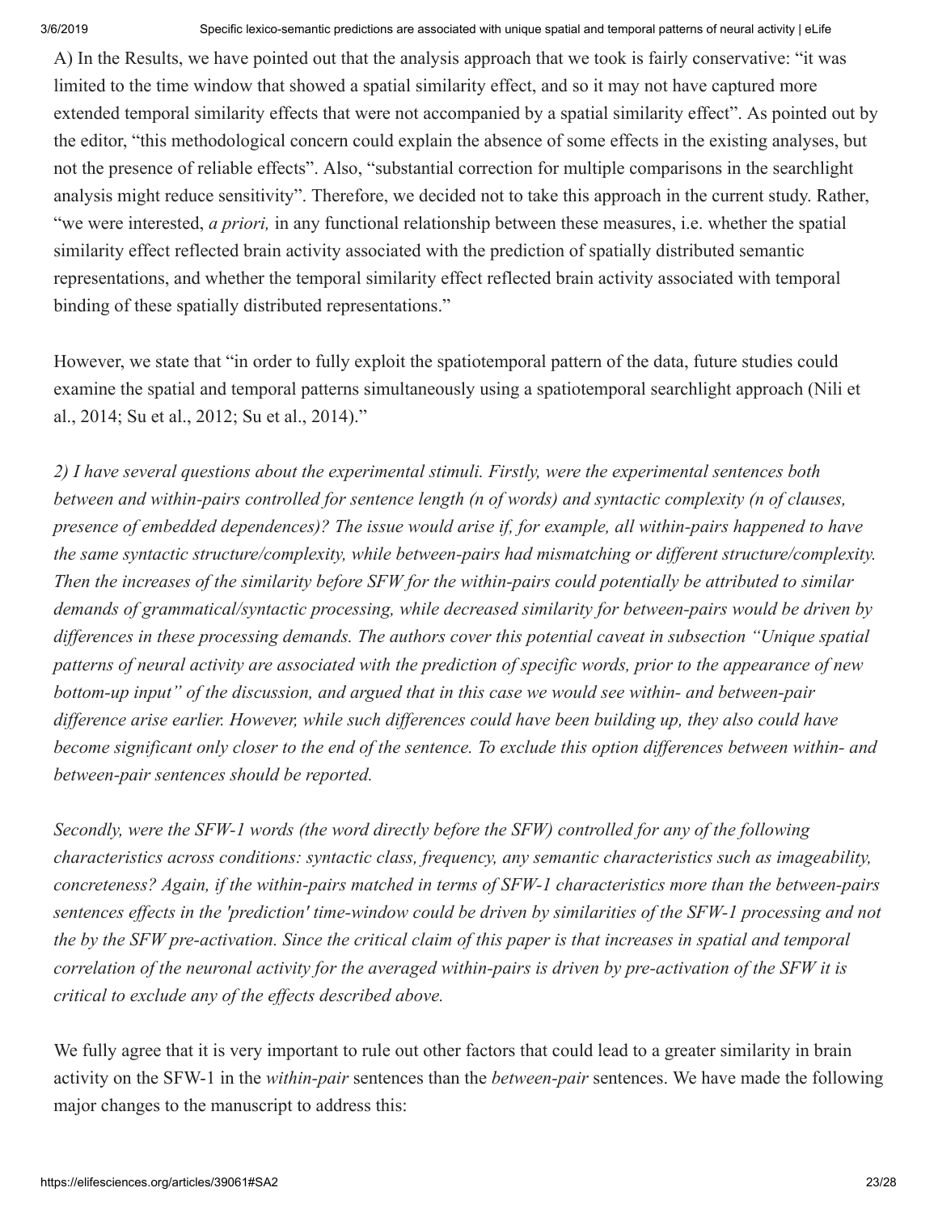A) In the Results, we have pointed out that the analysis approach that we took is fairly conservative: "it was limited to the time window that showed a spatial similarity effect, and so it may not have captured more extended temporal similarity effects that were not accompanied by a spatial similarity effect". As pointed out by the editor, "this methodological concern could explain the absence of some effects in the existing analyses, but not the presence of reliable effects". Also, "substantial correction for multiple comparisons in the searchlight analysis might reduce sensitivity". Therefore, we decided not to take this approach in the current study. Rather, "we were interested, *a priori,* in any functional relationship between these measures, i.e. whether the spatial similarity effect reflected brain activity associated with the prediction of spatially distributed semantic representations, and whether the temporal similarity effect reflected brain activity associated with temporal binding of these spatially distributed representations."

However, we state that "in order to fully exploit the spatiotemporal pattern of the data, future studies could examine the spatial and temporal patterns simultaneously using a spatiotemporal searchlight approach (Nili et al., 2014; Su et al., 2012; Su et al., 2014)."

*2) I have several questions about the experimental stimuli. Firstly, were the experimental sentences both between and within-pairs controlled for sentence length (n of words) and syntactic complexity (n of clauses, presence of embedded dependences)? The issue would arise if, for example, all within-pairs happened to have the same syntactic structure/complexity, while between-pairs had mismatching or different structure/complexity. Then the increases of the similarity before SFW for the within-pairs could potentially be attributed to similar demands of grammatical/syntactic processing, while decreased similarity for between-pairs would be driven by differences in these processing demands. The authors cover this potential caveat in subsection "Unique spatial patterns of neural activity are associated with the prediction of specific words, prior to the appearance of new bottom-up input" of the discussion, and argued that in this case we would see within- and between-pair difference arise earlier. However, while such differences could have been building up, they also could have become significant only closer to the end of the sentence. To exclude this option differences between within- and between-pair sentences should be reported.*

*Secondly, were the SFW-1 words (the word directly before the SFW) controlled for any of the following characteristics across conditions: syntactic class, frequency, any semantic characteristics such as imageability, concreteness? Again, if the within-pairs matched in terms of SFW-1 characteristics more than the between-pairs sentences effects in the 'prediction' time-window could be driven by similarities of the SFW-1 processing and not the by the SFW pre-activation. Since the critical claim of this paper is that increases in spatial and temporal correlation of the neuronal activity for the averaged within-pairs is driven by pre-activation of the SFW it is critical to exclude any of the effects described above.*

We fully agree that it is very important to rule out other factors that could lead to a greater similarity in brain activity on the SFW-1 in the *within-pair* sentences than the *between-pair* sentences. We have made the following major changes to the manuscript to address this: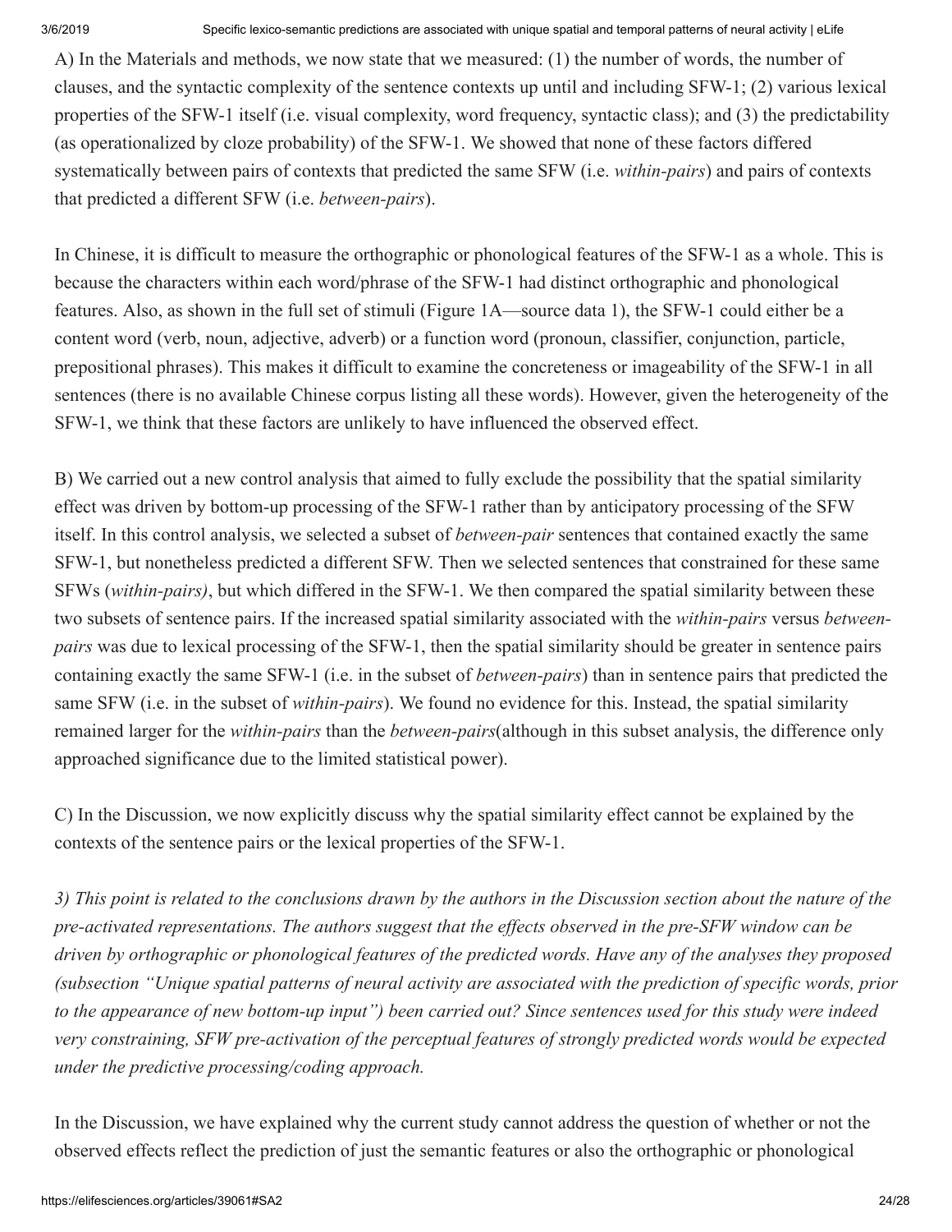A) In the Materials and methods, we now state that we measured: (1) the number of words, the number of clauses, and the syntactic complexity of the sentence contexts up until and including SFW-1; (2) various lexical properties of the SFW-1 itself (i.e. visual complexity, word frequency, syntactic class); and (3) the predictability (as operationalized by cloze probability) of the SFW-1. We showed that none of these factors differed systematically between pairs of contexts that predicted the same SFW (i.e. *within-pairs*) and pairs of contexts that predicted a different SFW (i.e. *between-pairs*).

In Chinese, it is difficult to measure the orthographic or phonological features of the SFW-1 as a whole. This is because the characters within each word/phrase of the SFW-1 had distinct orthographic and phonological features. Also, as shown in the full set of stimuli (Figure 1A—source data 1), the SFW-1 could either be a content word (verb, noun, adjective, adverb) or a function word (pronoun, classifier, conjunction, particle, prepositional phrases). This makes it difficult to examine the concreteness or imageability of the SFW-1 in all sentences (there is no available Chinese corpus listing all these words). However, given the heterogeneity of the SFW-1, we think that these factors are unlikely to have influenced the observed effect.

B) We carried out a new control analysis that aimed to fully exclude the possibility that the spatial similarity effect was driven by bottom-up processing of the SFW-1 rather than by anticipatory processing of the SFW itself. In this control analysis, we selected a subset of *between-pair* sentences that contained exactly the same SFW-1, but nonetheless predicted a different SFW. Then we selected sentences that constrained for these same SFWs (*within-pairs)*, but which differed in the SFW-1. We then compared the spatial similarity between these two subsets of sentence pairs. If the increased spatial similarity associated with the *within-pairs* versus *between-pairs* was due to lexical processing of the SFW-1, then the spatial similarity should be greater in sentence pairs containing exactly the same SFW-1 (i.e. in the subset of *between-pairs*) than in sentence pairs that predicted the same SFW (i.e. in the subset of *within-pairs*). We found no evidence for this. Instead, the spatial similarity remained larger for the *within-pairs* than the *between-pairs*(although in this subset analysis, the difference only approached significance due to the limited statistical power).

C) In the Discussion, we now explicitly discuss why the spatial similarity effect cannot be explained by the contexts of the sentence pairs or the lexical properties of the SFW-1.

*3) This point is related to the conclusions drawn by the authors in the Discussion section about the nature of the pre-activated representations. The authors suggest that the effects observed in the pre-SFW window can be driven by orthographic or phonological features of the predicted words. Have any of the analyses they proposed (subsection "Unique spatial patterns of neural activity are associated with the prediction of specific words, prior to the appearance of new bottom-up input") been carried out? Since sentences used for this study were indeed very constraining, SFW pre-activation of the perceptual features of strongly predicted words would be expected under the predictive processing/coding approach.*

In the Discussion, we have explained why the current study cannot address the question of whether or not the observed effects reflect the prediction of just the semantic features or also the orthographic or phonological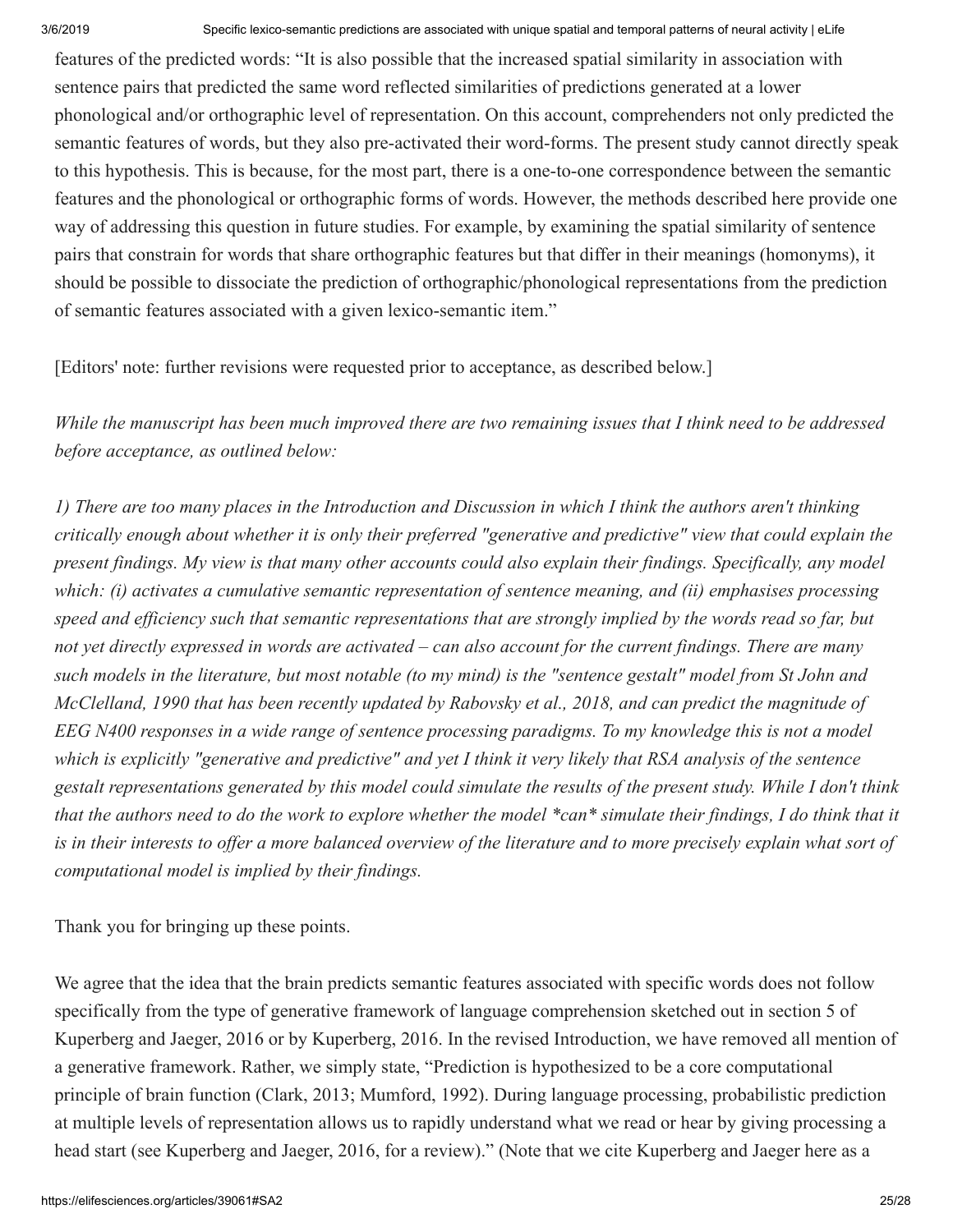features of the predicted words: "It is also possible that the increased spatial similarity in association with sentence pairs that predicted the same word reflected similarities of predictions generated at a lower phonological and/or orthographic level of representation. On this account, comprehenders not only predicted the semantic features of words, but they also pre-activated their word-forms. The present study cannot directly speak to this hypothesis. This is because, for the most part, there is a one-to-one correspondence between the semantic features and the phonological or orthographic forms of words. However, the methods described here provide one way of addressing this question in future studies. For example, by examining the spatial similarity of sentence pairs that constrain for words that share orthographic features but that differ in their meanings (homonyms), it should be possible to dissociate the prediction of orthographic/phonological representations from the prediction of semantic features associated with a given lexico-semantic item."

[Editors' note: further revisions were requested prior to acceptance, as described below.]

*While the manuscript has been much improved there are two remaining issues that I think need to be addressed before acceptance, as outlined below:*

*1) There are too many places in the Introduction and Discussion in which I think the authors aren't thinking critically enough about whether it is only their preferred "generative and predictive" view that could explain the present findings. My view is that many other accounts could also explain their findings. Specifically, any model which: (i) activates a cumulative semantic representation of sentence meaning, and (ii) emphasises processing speed and efficiency such that semantic representations that are strongly implied by the words read so far, but not yet directly expressed in words are activated – can also account for the current findings. There are many such models in the literature, but most notable (to my mind) is the "sentence gestalt" model from St John and McClelland, 1990 that has been recently updated by Rabovsky et al., 2018, and can predict the magnitude of EEG N400 responses in a wide range of sentence processing paradigms. To my knowledge this is not a model which is explicitly "generative and predictive" and yet I think it very likely that RSA analysis of the sentence gestalt representations generated by this model could simulate the results of the present study. While I don't think that the authors need to do the work to explore whether the model \*can\* simulate their findings, I do think that it is in their interests to offer a more balanced overview of the literature and to more precisely explain what sort of computational model is implied by their findings.*

Thank you for bringing up these points.

We agree that the idea that the brain predicts semantic features associated with specific words does not follow specifically from the type of generative framework of language comprehension sketched out in section 5 of Kuperberg and Jaeger, 2016 or by Kuperberg, 2016. In the revised Introduction, we have removed all mention of a generative framework. Rather, we simply state, "Prediction is hypothesized to be a core computational principle of brain function (Clark, 2013; Mumford, 1992). During language processing, probabilistic prediction at multiple levels of representation allows us to rapidly understand what we read or hear by giving processing a head start (see Kuperberg and Jaeger, 2016, for a review)." (Note that we cite Kuperberg and Jaeger here as a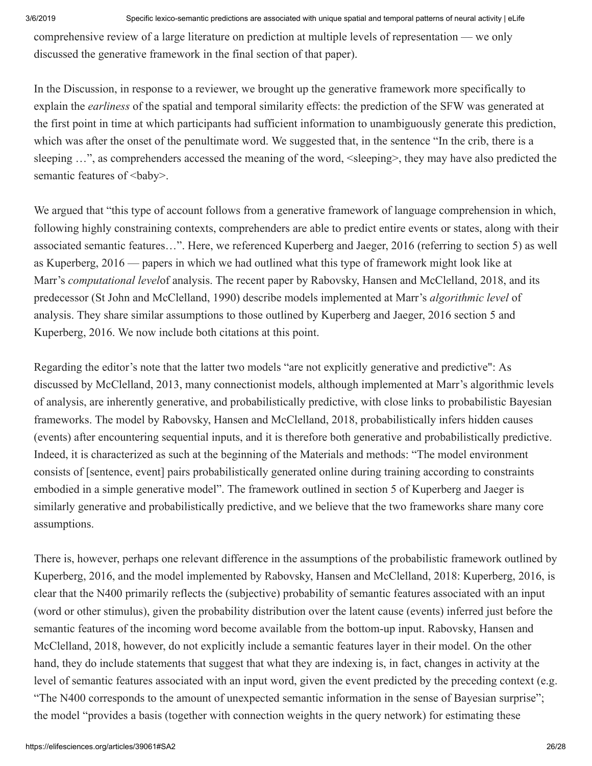comprehensive review of a large literature on prediction at multiple levels of representation — we only discussed the generative framework in the final section of that paper).

In the Discussion, in response to a reviewer, we brought up the generative framework more specifically to explain the *earliness* of the spatial and temporal similarity effects: the prediction of the SFW was generated at the first point in time at which participants had sufficient information to unambiguously generate this prediction, which was after the onset of the penultimate word. We suggested that, in the sentence "In the crib, there is a sleeping …", as comprehenders accessed the meaning of the word, <sleeping>, they may have also predicted the semantic features of <baby>.

We argued that "this type of account follows from a generative framework of language comprehension in which, following highly constraining contexts, comprehenders are able to predict entire events or states, along with their associated semantic features…". Here, we referenced Kuperberg and Jaeger, 2016 (referring to section 5) as well as Kuperberg, 2016 — papers in which we had outlined what this type of framework might look like at Marr's *computational level*of analysis. The recent paper by Rabovsky, Hansen and McClelland, 2018, and its predecessor (St John and McClelland, 1990) describe models implemented at Marr's *algorithmic level* of analysis. They share similar assumptions to those outlined by Kuperberg and Jaeger, 2016 section 5 and Kuperberg, 2016. We now include both citations at this point.

Regarding the editor's note that the latter two models "are not explicitly generative and predictive": As discussed by McClelland, 2013, many connectionist models, although implemented at Marr's algorithmic levels of analysis, are inherently generative, and probabilistically predictive, with close links to probabilistic Bayesian frameworks. The model by Rabovsky, Hansen and McClelland, 2018, probabilistically infers hidden causes (events) after encountering sequential inputs, and it is therefore both generative and probabilistically predictive. Indeed, it is characterized as such at the beginning of the Materials and methods: "The model environment consists of [sentence, event] pairs probabilistically generated online during training according to constraints embodied in a simple generative model". The framework outlined in section 5 of Kuperberg and Jaeger is similarly generative and probabilistically predictive, and we believe that the two frameworks share many core assumptions.

There is, however, perhaps one relevant difference in the assumptions of the probabilistic framework outlined by Kuperberg, 2016, and the model implemented by Rabovsky, Hansen and McClelland, 2018: Kuperberg, 2016, is clear that the N400 primarily reflects the (subjective) probability of semantic features associated with an input (word or other stimulus), given the probability distribution over the latent cause (events) inferred just before the semantic features of the incoming word become available from the bottom-up input. Rabovsky, Hansen and McClelland, 2018, however, do not explicitly include a semantic features layer in their model. On the other hand, they do include statements that suggest that what they are indexing is, in fact, changes in activity at the level of semantic features associated with an input word, given the event predicted by the preceding context (e.g. "The N400 corresponds to the amount of unexpected semantic information in the sense of Bayesian surprise"; the model "provides a basis (together with connection weights in the query network) for estimating these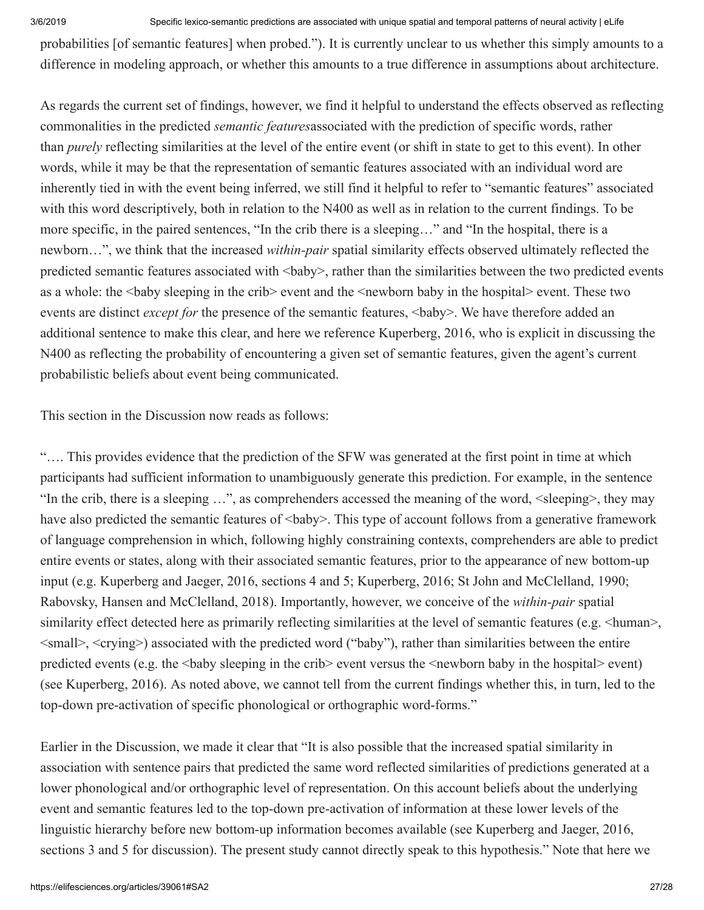probabilities [of semantic features] when probed."). It is currently unclear to us whether this simply amounts to a difference in modeling approach, or whether this amounts to a true difference in assumptions about architecture.

As regards the current set of findings, however, we find it helpful to understand the effects observed as reflecting commonalities in the predicted *semantic features*associated with the prediction of specific words, rather than *purely* reflecting similarities at the level of the entire event (or shift in state to get to this event). In other words, while it may be that the representation of semantic features associated with an individual word are inherently tied in with the event being inferred, we still find it helpful to refer to "semantic features" associated with this word descriptively, both in relation to the N400 as well as in relation to the current findings. To be more specific, in the paired sentences, "In the crib there is a sleeping…" and "In the hospital, there is a newborn…", we think that the increased *within-pair* spatial similarity effects observed ultimately reflected the predicted semantic features associated with <baby>, rather than the similarities between the two predicted events as a whole: the <baby sleeping in the crib> event and the <newborn baby in the hospital> event. These two events are distinct *except for* the presence of the semantic features, <baby>. We have therefore added an additional sentence to make this clear, and here we reference Kuperberg, 2016, who is explicit in discussing the N400 as reflecting the probability of encountering a given set of semantic features, given the agent's current probabilistic beliefs about event being communicated.

This section in the Discussion now reads as follows:

"…. This provides evidence that the prediction of the SFW was generated at the first point in time at which participants had sufficient information to unambiguously generate this prediction. For example, in the sentence "In the crib, there is a sleeping …", as comprehenders accessed the meaning of the word, <sleeping>, they may have also predicted the semantic features of <baby>. This type of account follows from a generative framework of language comprehension in which, following highly constraining contexts, comprehenders are able to predict entire events or states, along with their associated semantic features, prior to the appearance of new bottom-up input (e.g. Kuperberg and Jaeger, 2016, sections 4 and 5; Kuperberg, 2016; St John and McClelland, 1990; Rabovsky, Hansen and McClelland, 2018). Importantly, however, we conceive of the *within-pair* spatial similarity effect detected here as primarily reflecting similarities at the level of semantic features (e.g. <human>, <small>, <crying>) associated with the predicted word ("baby"), rather than similarities between the entire predicted events (e.g. the <baby sleeping in the crib> event versus the <newborn baby in the hospital> event) (see Kuperberg, 2016). As noted above, we cannot tell from the current findings whether this, in turn, led to the top-down pre-activation of specific phonological or orthographic word-forms."

Earlier in the Discussion, we made it clear that "It is also possible that the increased spatial similarity in association with sentence pairs that predicted the same word reflected similarities of predictions generated at a lower phonological and/or orthographic level of representation. On this account beliefs about the underlying event and semantic features led to the top-down pre-activation of information at these lower levels of the linguistic hierarchy before new bottom-up information becomes available (see Kuperberg and Jaeger, 2016, sections 3 and 5 for discussion). The present study cannot directly speak to this hypothesis." Note that here we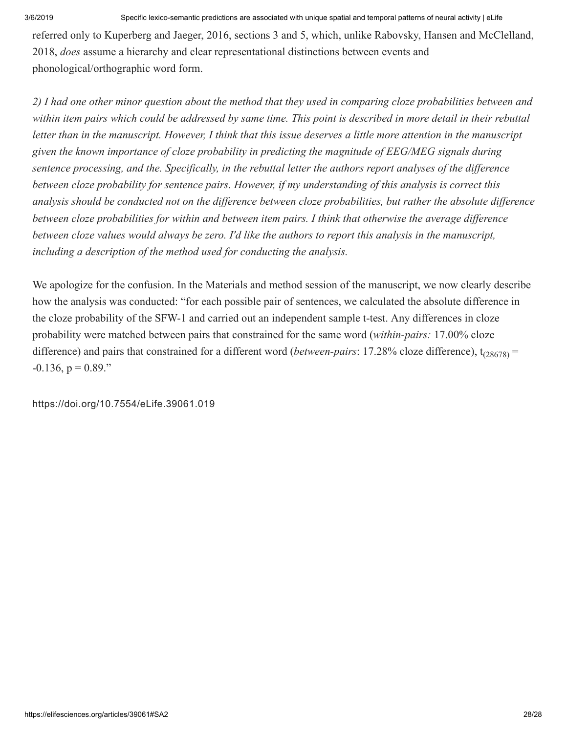referred only to Kuperberg and Jaeger, 2016, sections 3 and 5, which, unlike Rabovsky, Hansen and McClelland, 2018, *does* assume a hierarchy and clear representational distinctions between events and phonological/orthographic word form.

*2) I had one other minor question about the method that they used in comparing cloze probabilities between and within item pairs which could be addressed by same time. This point is described in more detail in their rebuttal letter than in the manuscript. However, I think that this issue deserves a little more attention in the manuscript given the known importance of cloze probability in predicting the magnitude of EEG/MEG signals during sentence processing, and the. Specifically, in the rebuttal letter the authors report analyses of the difference between cloze probability for sentence pairs. However, if my understanding of this analysis is correct this analysis should be conducted not on the difference between cloze probabilities, but rather the absolute difference between cloze probabilities for within and between item pairs. I think that otherwise the average difference between cloze values would always be zero. I'd like the authors to report this analysis in the manuscript, including a description of the method used for conducting the analysis.*

We apologize for the confusion. In the Materials and method session of the manuscript, we now clearly describe how the analysis was conducted: "for each possible pair of sentences, we calculated the absolute difference in the cloze probability of the SFW-1 and carried out an independent sample t-test. Any differences in cloze probability were matched between pairs that constrained for the same word (*within-pairs:* 17.00% cloze difference) and pairs that constrained for a different word (*between-pairs*: 17.28% cloze difference), $t_{(28678)} = -0.136$, $p = 0.89$."

https://doi.org/10.7554/eLife.39061.019